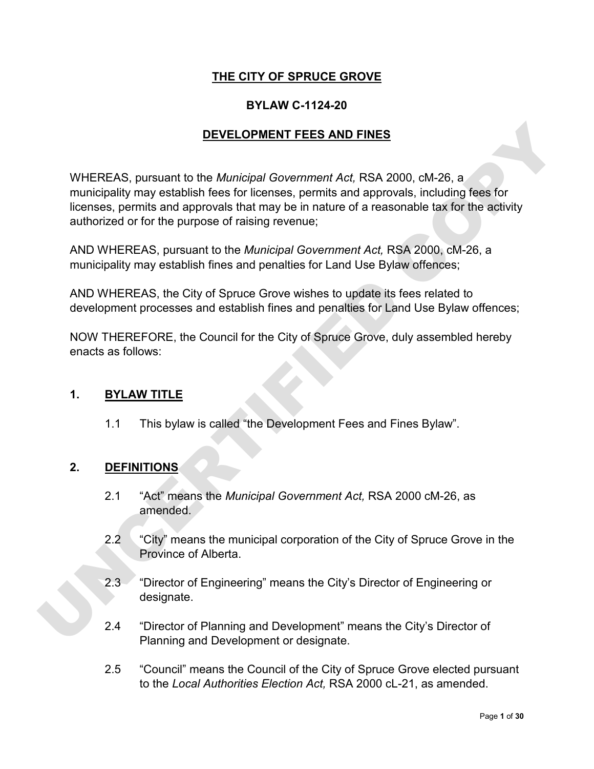# THE CITY OF SPRUCE GROVE

## BYLAW C-1124-20

## DEVELOPMENT FEES AND FINES

WHEREAS, pursuant to the *Municipal Government Act,* RSA 2000, cM-26, a municipality may establish fees for licenses, permits and approvals, including fees for licenses, permits and approvals that may be in nature of a reasonable tax for the activity authorized or for the purpose of raising revenue;

AND WHEREAS, pursuant to the *Municipal Government Act,* RSA 2000, cM-26, a municipality may establish fines and penalties for Land Use Bylaw offences;

AND WHEREAS, the City of Spruce Grove wishes to update its fees related to development processes and establish fines and penalties for Land Use Bylaw offences;

NOW THEREFORE, the Council for the City of Spruce Grove, duly assembled hereby enacts as follows:

## 1. BYLAW TITLE

1.1 This bylaw is called "the Development Fees and Fines Bylaw".

## 2. DEFINITIONS

2.1 "Act" means the *Municipal Government Act,* RSA 2000 cM-26, as amended.

2.2 "City" means the municipal corporation of the City of Spruce Grove in the Province of Alberta.

2.3 "Director of Engineering" means the City's Director of Engineering or designate.

2.4 "Director of Planning and Development" means the City's Director of Planning and Development or designate.

2.5 "Council" means the Council of the City of Spruce Grove elected pursuant to the *Local Authorities Election Act,* RSA 2000 cL-21, as amended.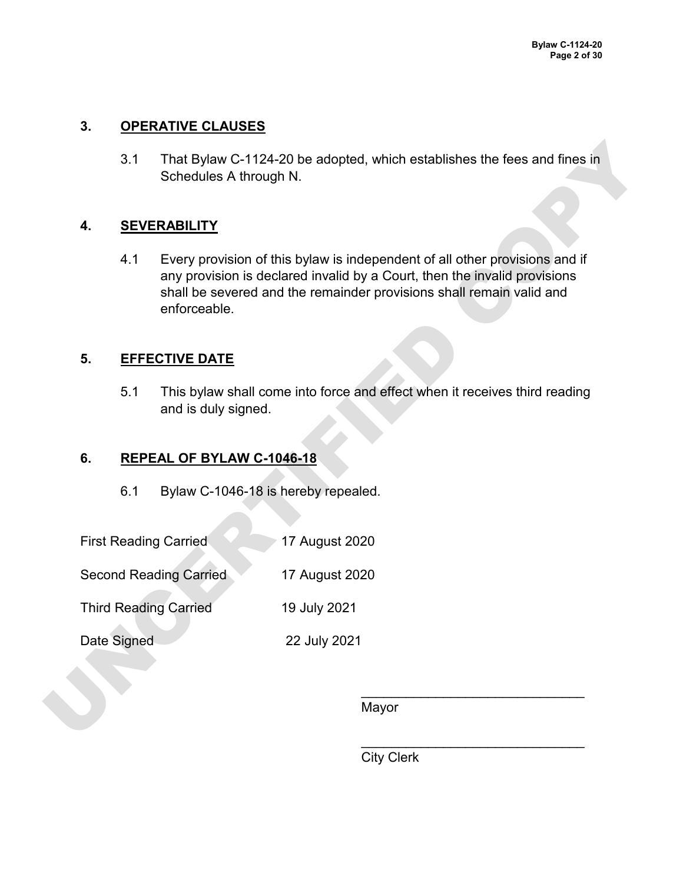## 3. OPERATIVE CLAUSES

3.1 That Bylaw C-1124-20 be adopted, which establishes the fees and fines in Schedules A through N.

## 4. SEVERABILITY

4.1 Every provision of this bylaw is independent of all other provisions and if any provision is declared invalid by a Court, then the invalid provisions shall be severed and the remainder provisions shall remain valid and enforceable.

## 5. EFFECTIVE DATE

5.1 This bylaw shall come into force and effect when it receives third reading and is duly signed.

## 6. REPEAL OF BYLAW C-1046-18

6.1 Bylaw C-1046-18 is hereby repealed.

| | |
|---|---|
| First Reading Carried | 17 August 2020 |
| Second Reading Carried | 17 August 2020 |
| Third Reading Carried | 19 July 2021 |
| Date Signed | 22 July 2021 |

\_\_\_\_\_\_\_\_\_\_\_\_\_\_\_\_\_\_\_\_\_\_\_\_\_\_\_\_\_\_
Mayor

\_\_\_\_\_\_\_\_\_\_\_\_\_\_\_\_\_\_\_\_\_\_\_\_\_\_\_\_\_\_
City Clerk

UNCERTIFIED COPY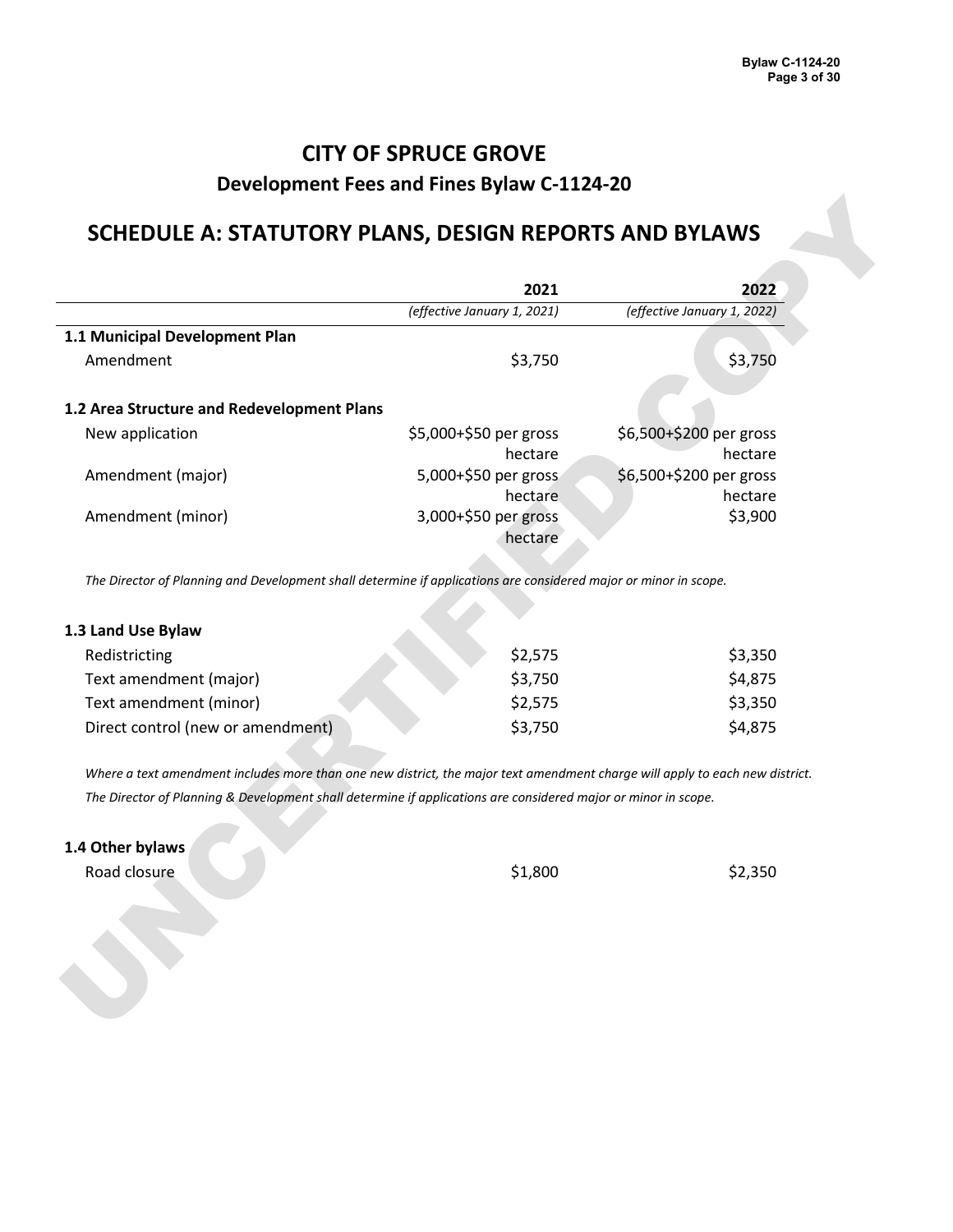# CITY OF SPRUCE GROVE

## Development Fees and Fines Bylaw C-1124-20

## SCHEDULE A: STATUTORY PLANS, DESIGN REPORTS AND BYLAWS

| | 2021 *(effective January 1, 2021)* | 2022 *(effective January 1, 2022)* |
|---|---|---|
| **1.1 Municipal Development Plan** | | |
| Amendment | $3,750 | $3,750 |
| **1.2 Area Structure and Redevelopment Plans** | | |
| New application | $5,000+$50 per gross hectare | $6,500+$200 per gross hectare |
| Amendment (major) | 5,000+$50 per gross hectare | $6,500+$200 per gross hectare |
| Amendment (minor) | 3,000+$50 per gross hectare | $3,900 |

*The Director of Planning and Development shall determine if applications are considered major or minor in scope.*

| | 2021 | 2022 |
|---|---|---|
| **1.3 Land Use Bylaw** | | |
| Redistricting | $2,575 | $3,350 |
| Text amendment (major) | $3,750 | $4,875 |
| Text amendment (minor) | $2,575 | $3,350 |
| Direct control (new or amendment) | $3,750 | $4,875 |

*Where a text amendment includes more than one new district, the major text amendment charge will apply to each new district.*

*The Director of Planning & Development shall determine if applications are considered major or minor in scope.*

| | 2021 | 2022 |
|---|---|---|
| **1.4 Other bylaws** | | |
| Road closure | $1,800 | $2,350 |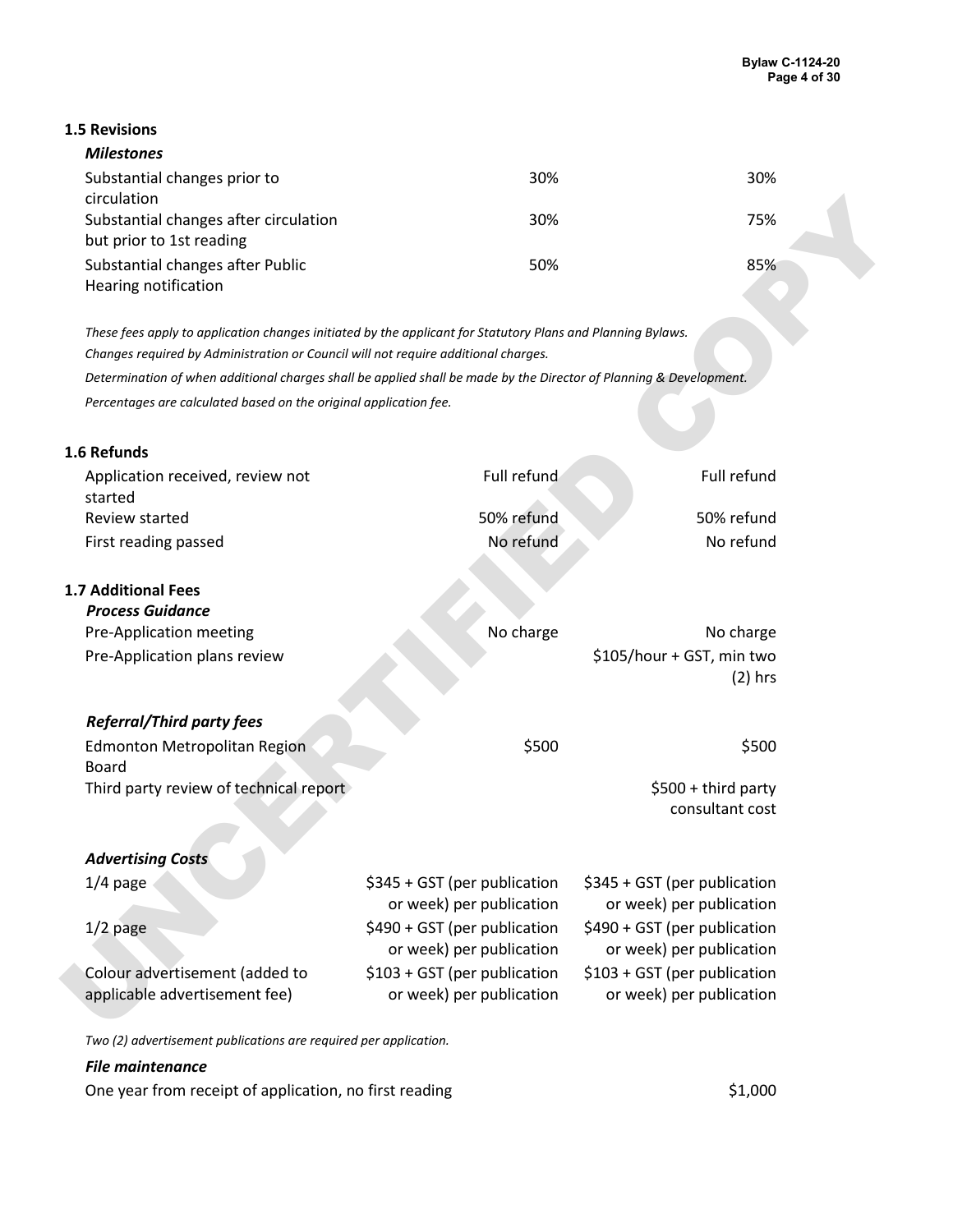### 1.5 Revisions

| *Milestones* | | |
|---|---|---|
| Substantial changes prior to circulation | 30% | 30% |
| Substantial changes after circulation but prior to 1st reading | 30% | 75% |
| Substantial changes after Public Hearing notification | 50% | 85% |

*These fees apply to application changes initiated by the applicant for Statutory Plans and Planning Bylaws.*

*Changes required by Administration or Council will not require additional charges.*

*Determination of when additional charges shall be applied shall be made by the Director of Planning & Development.*

*Percentages are calculated based on the original application fee.*

### 1.6 Refunds

| | | |
|---|---|---|
| Application received, review not started | Full refund | Full refund |
| Review started | 50% refund | 50% refund |
| First reading passed | No refund | No refund |

### 1.7 Additional Fees

| *Process Guidance* | | |
|---|---|---|
| Pre-Application meeting | No charge | No charge |
| Pre-Application plans review | | $105/hour + GST, min two (2) hrs |
| ***Referral/Third party fees*** | | |
| Edmonton Metropolitan Region Board | $500 | $500 |
| Third party review of technical report | | $500 + third party consultant cost |
| ***Advertising Costs*** | | |
| 1/4 page | $345 + GST (per publication or week) per publication | $345 + GST (per publication or week) per publication |
| 1/2 page | $490 + GST (per publication or week) per publication | $490 + GST (per publication or week) per publication |
| Colour advertisement (added to applicable advertisement fee) | $103 + GST (per publication or week) per publication | $103 + GST (per publication or week) per publication |

*Two (2) advertisement publications are required per application.*

***File maintenance***

| | |
|---|---|
| One year from receipt of application, no first reading | $1,000 |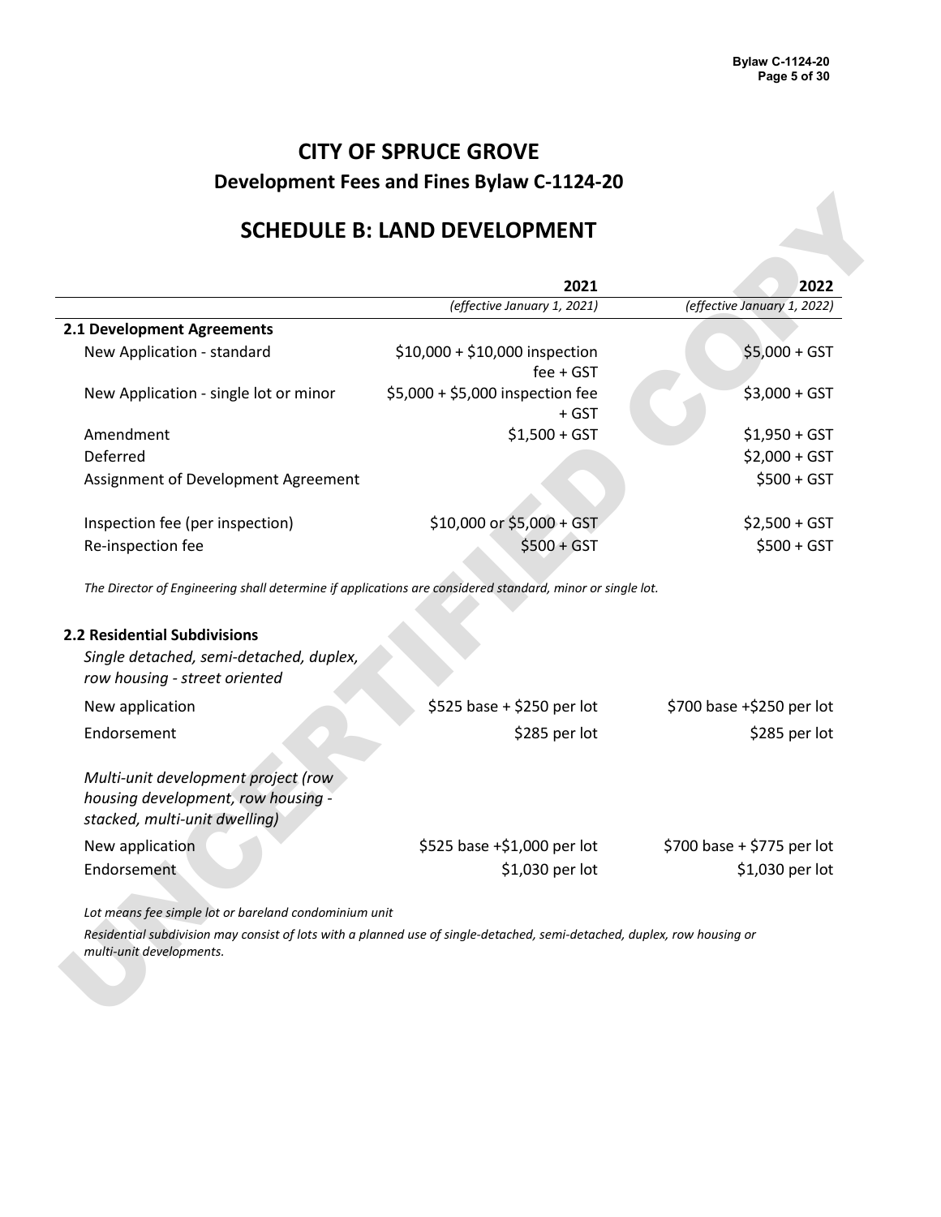# CITY OF SPRUCE GROVE

## Development Fees and Fines Bylaw C-1124-20

## SCHEDULE B: LAND DEVELOPMENT

| | 2021 *(effective January 1, 2021)* | 2022 *(effective January 1, 2022)* |
|---|---|---|
| **2.1 Development Agreements** | | |
| New Application - standard | $10,000 + $10,000 inspection fee + GST | $5,000 + GST |
| New Application - single lot or minor | $5,000 + $5,000 inspection fee + GST | $3,000 + GST |
| Amendment | $1,500 + GST | $1,950 + GST |
| Deferred | | $2,000 + GST |
| Assignment of Development Agreement | | $500 + GST |
| Inspection fee (per inspection) | $10,000 or $5,000 + GST | $2,500 + GST |
| Re-inspection fee | $500 + GST | $500 + GST |

*The Director of Engineering shall determine if applications are considered standard, minor or single lot.*

| | 2021 | 2022 |
|---|---|---|
| **2.2 Residential Subdivisions** | | |
| *Single detached, semi-detached, duplex, row housing - street oriented* | | |
| New application | $525 base + $250 per lot | $700 base +$250 per lot |
| Endorsement | $285 per lot | $285 per lot |
| *Multi-unit development project (row housing development, row housing - stacked, multi-unit dwelling)* | | |
| New application | $525 base +$1,000 per lot | $700 base + $775 per lot |
| Endorsement | $1,030 per lot | $1,030 per lot |

*Lot means fee simple lot or bareland condominium unit*

*Residential subdivision may consist of lots with a planned use of single-detached, semi-detached, duplex, row housing or multi-unit developments.*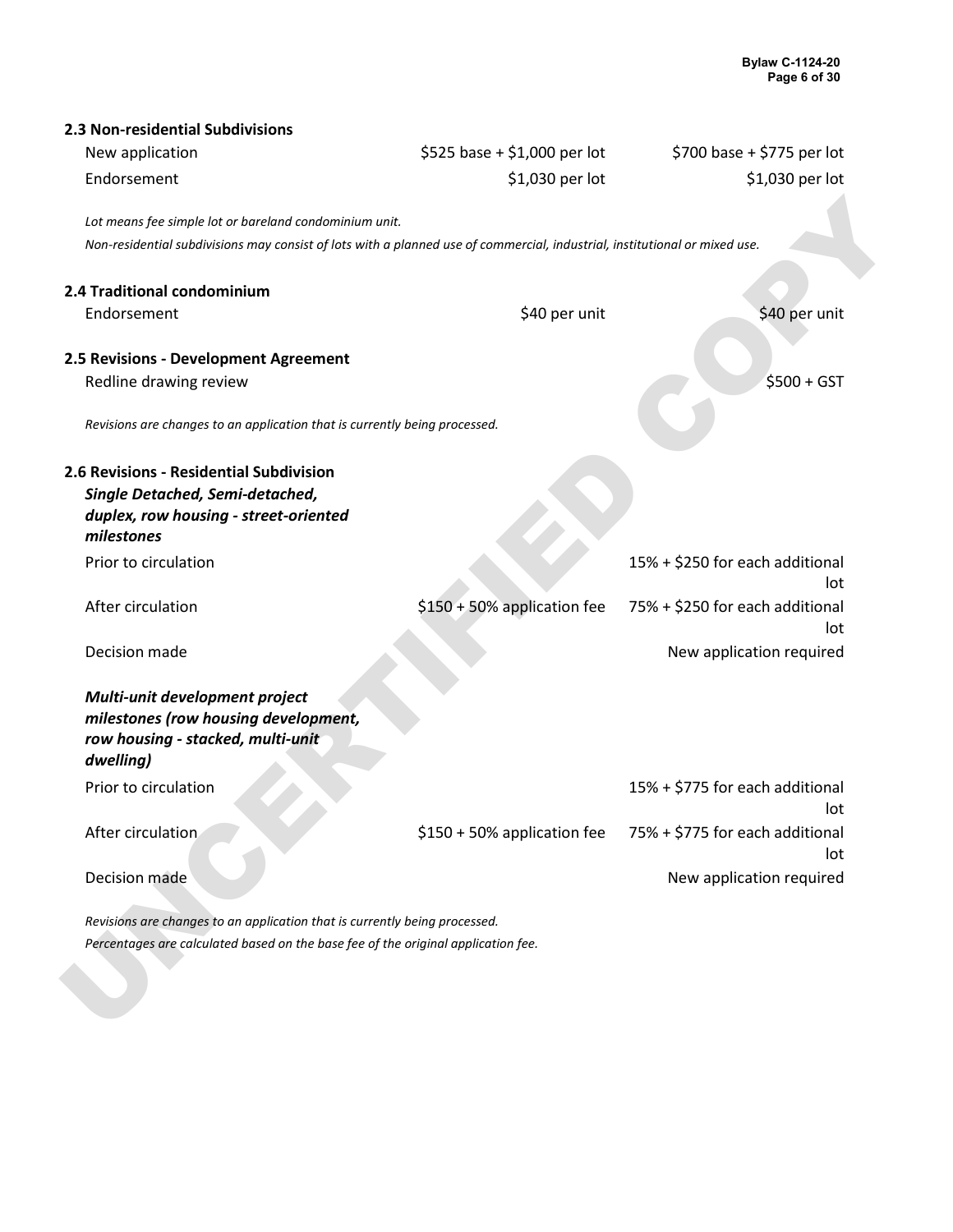### 2.3 Non-residential Subdivisions

| | | |
|---|---|---|
| New application | $525 base + $1,000 per lot | $700 base + $775 per lot |
| Endorsement | $1,030 per lot | $1,030 per lot |

*Lot means fee simple lot or bareland condominium unit.*

*Non-residential subdivisions may consist of lots with a planned use of commercial, industrial, institutional or mixed use.*

### 2.4 Traditional condominium

| | | |
|---|---|---|
| Endorsement | $40 per unit | $40 per unit |

### 2.5 Revisions - Development Agreement

| | | |
|---|---|---|
| Redline drawing review | | $500 + GST |

*Revisions are changes to an application that is currently being processed.*

### 2.6 Revisions - Residential Subdivision

***Single Detached, Semi-detached, duplex, row housing - street-oriented milestones***

| | | |
|---|---|---|
| Prior to circulation | | 15% + $250 for each additional lot |
| After circulation | $150 + 50% application fee | 75% + $250 for each additional lot |
| Decision made | | New application required |

***Multi-unit development project milestones (row housing development, row housing - stacked, multi-unit dwelling)***

| | | |
|---|---|---|
| Prior to circulation | | 15% + $775 for each additional lot |
| After circulation | $150 + 50% application fee | 75% + $775 for each additional lot |
| Decision made | | New application required |

*Revisions are changes to an application that is currently being processed.*

*Percentages are calculated based on the base fee of the original application fee.*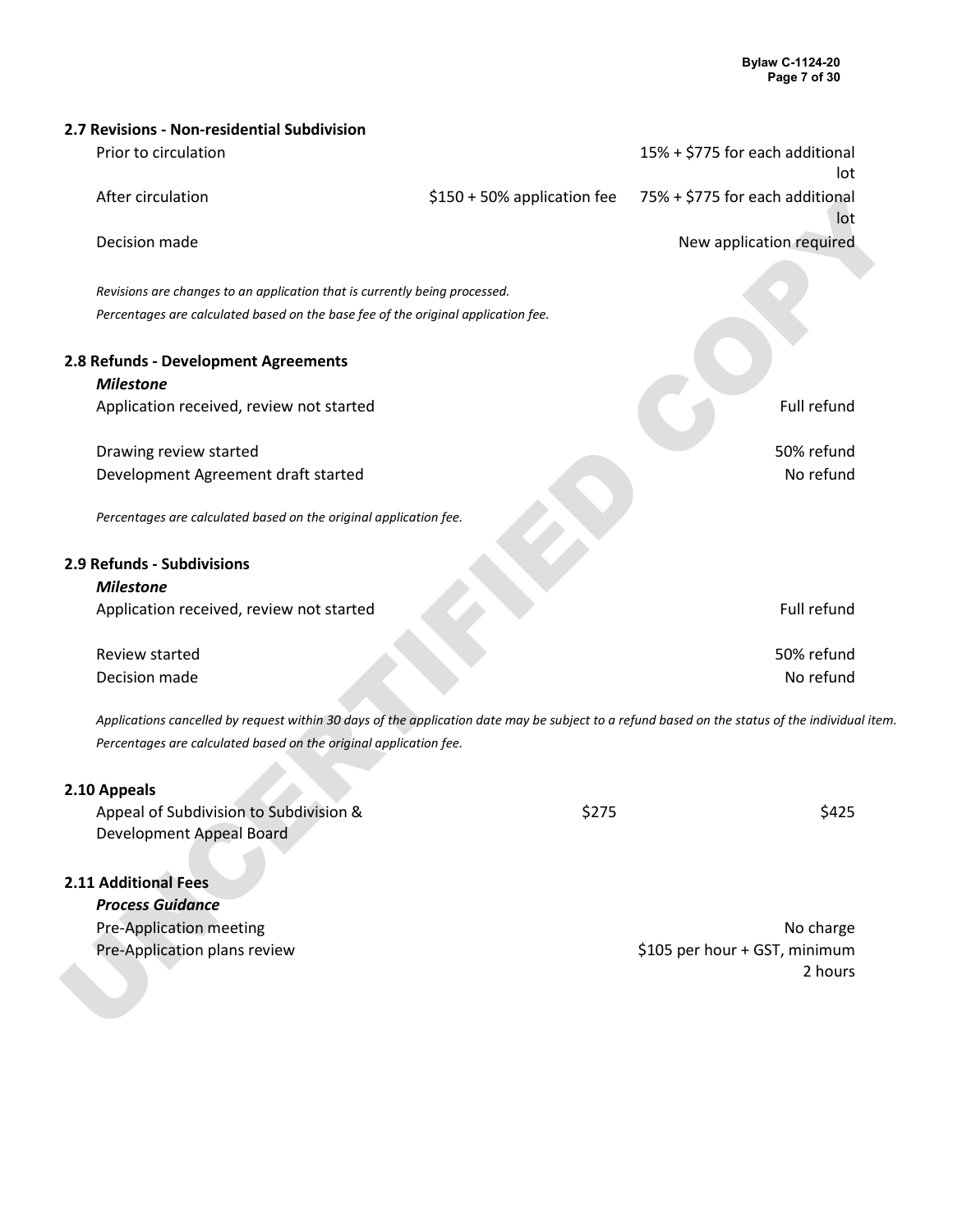## 2.7 Revisions - Non-residential Subdivision

| | | |
|---|---|---|
| Prior to circulation | | 15% + $775 for each additional lot |
| After circulation | $150 + 50% application fee | 75% + $775 for each additional lot |
| Decision made | | New application required |

*Revisions are changes to an application that is currently being processed.*

*Percentages are calculated based on the base fee of the original application fee.*

## 2.8 Refunds - Development Agreements

| ***Milestone*** | |
|---|---|
| Application received, review not started | Full refund |
| Drawing review started | 50% refund |
| Development Agreement draft started | No refund |

*Percentages are calculated based on the original application fee.*

## 2.9 Refunds - Subdivisions

| ***Milestone*** | |
|---|---|
| Application received, review not started | Full refund |
| Review started | 50% refund |
| Decision made | No refund |

*Applications cancelled by request within 30 days of the application date may be subject to a refund based on the status of the individual item.*

*Percentages are calculated based on the original application fee.*

## 2.10 Appeals

| | | |
|---|---|---|
| Appeal of Subdivision to Subdivision & Development Appeal Board | $275 | $425 |

## 2.11 Additional Fees

| ***Process Guidance*** | |
|---|---|
| Pre-Application meeting | No charge |
| Pre-Application plans review | $105 per hour + GST, minimum 2 hours |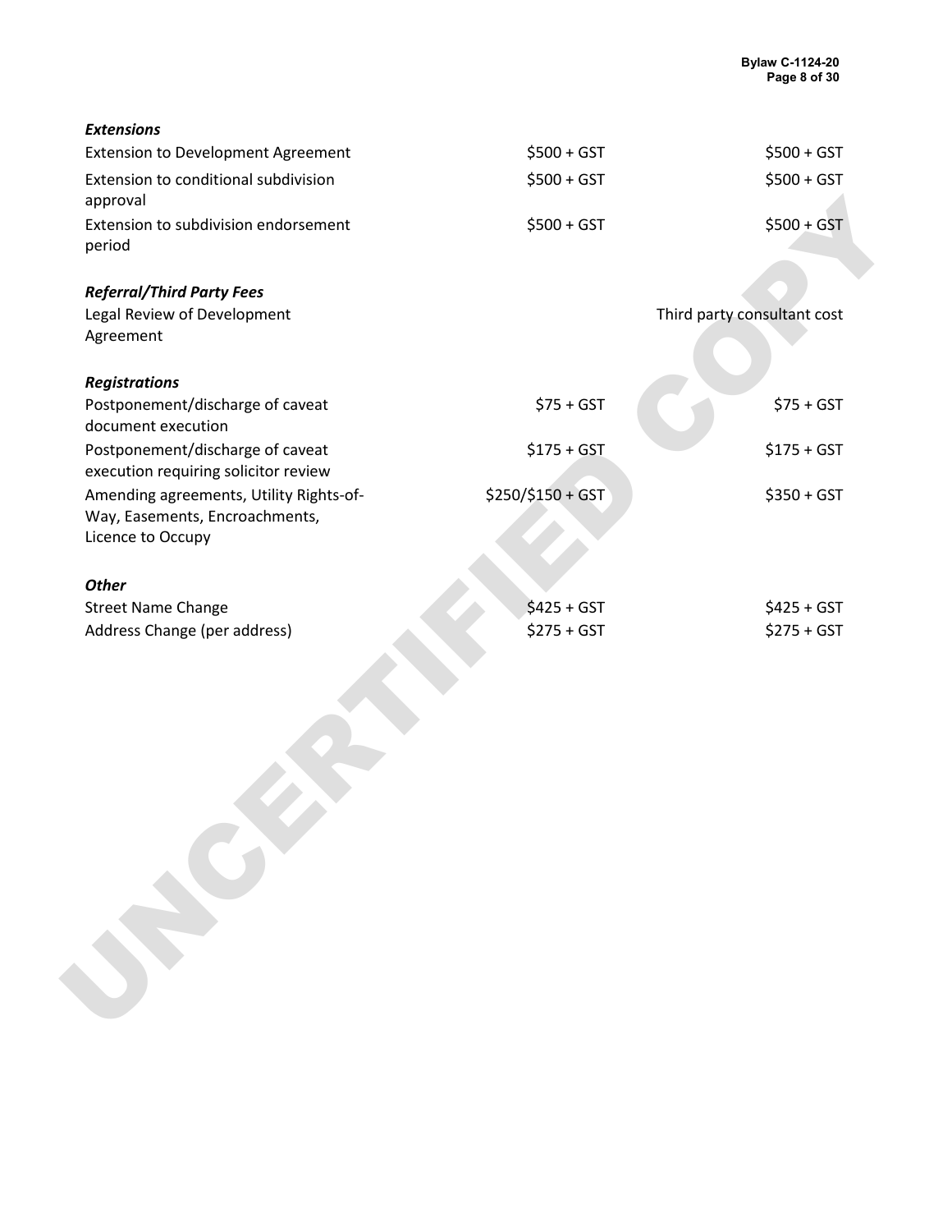| | | |
|---|---|---|
| ***Extensions*** | | |
| Extension to Development Agreement | $500 + GST | $500 + GST |
| Extension to conditional subdivision approval | $500 + GST | $500 + GST |
| Extension to subdivision endorsement period | $500 + GST | $500 + GST |
| ***Referral/Third Party Fees*** | | |
| Legal Review of Development Agreement | | Third party consultant cost |
| ***Registrations*** | | |
| Postponement/discharge of caveat document execution | $75 + GST | $75 + GST |
| Postponement/discharge of caveat execution requiring solicitor review | $175 + GST | $175 + GST |
| Amending agreements, Utility Rights-of-Way, Easements, Encroachments, Licence to Occupy | $250/$150 + GST | $350 + GST |
| ***Other*** | | |
| Street Name Change | $425 + GST | $425 + GST |
| Address Change (per address) | $275 + GST | $275 + GST |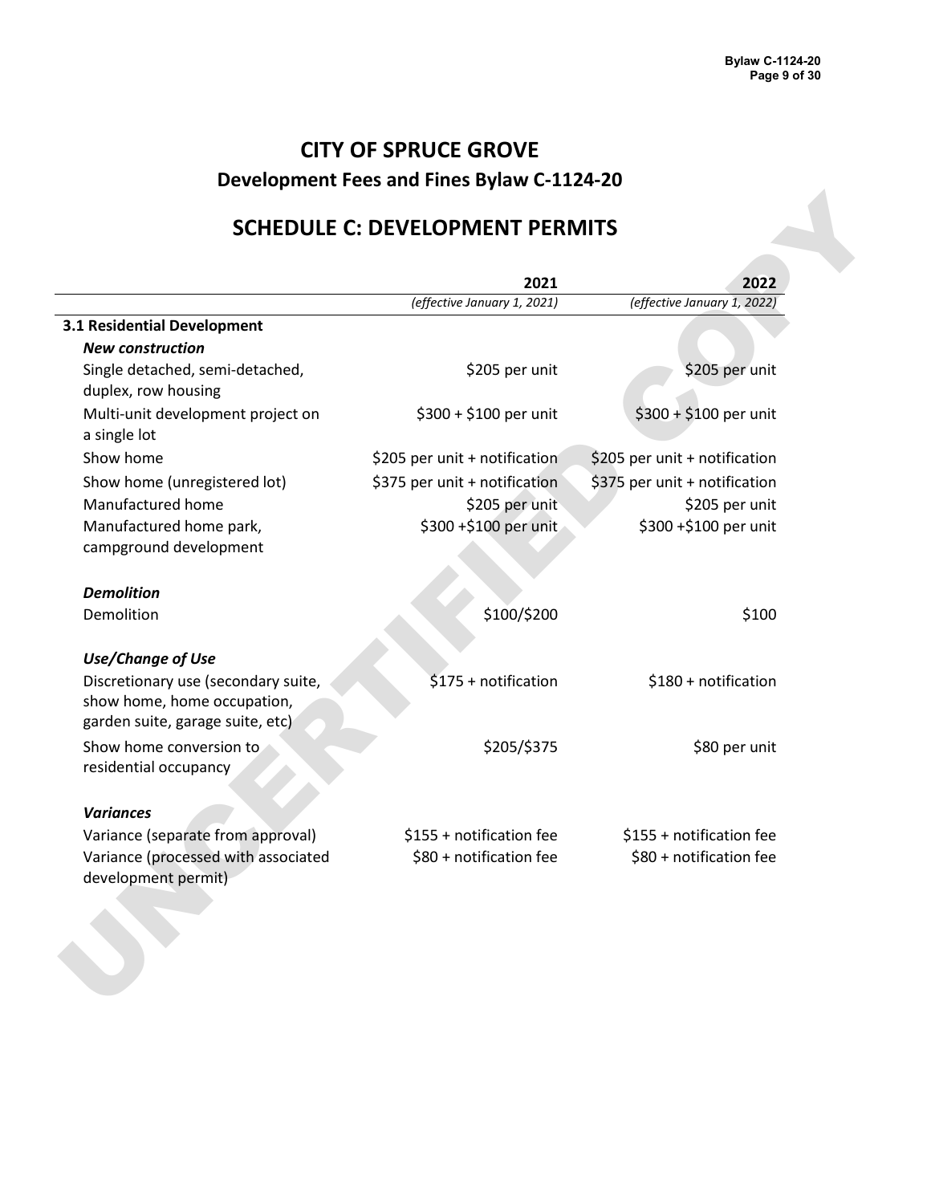# CITY OF SPRUCE GROVE

## Development Fees and Fines Bylaw C-1124-20

## SCHEDULE C: DEVELOPMENT PERMITS

| | 2021 *(effective January 1, 2021)* | 2022 *(effective January 1, 2022)* |
|---|---|---|
| **3.1 Residential Development** | | |
| ***New construction*** | | |
| Single detached, semi-detached, duplex, row housing | $205 per unit | $205 per unit |
| Multi-unit development project on a single lot | $300 + $100 per unit | $300 + $100 per unit |
| Show home | $205 per unit + notification | $205 per unit + notification |
| Show home (unregistered lot) | $375 per unit + notification | $375 per unit + notification |
| Manufactured home | $205 per unit | $205 per unit |
| Manufactured home park, campground development | $300 +$100 per unit | $300 +$100 per unit |
| ***Demolition*** | | |
| Demolition | $100/$200 | $100 |
| ***Use/Change of Use*** | | |
| Discretionary use (secondary suite, show home, home occupation, garden suite, garage suite, etc) | $175 + notification | $180 + notification |
| Show home conversion to residential occupancy | $205/$375 | $80 per unit |
| ***Variances*** | | |
| Variance (separate from approval) | $155 + notification fee | $155 + notification fee |
| Variance (processed with associated development permit) | $80 + notification fee | $80 + notification fee |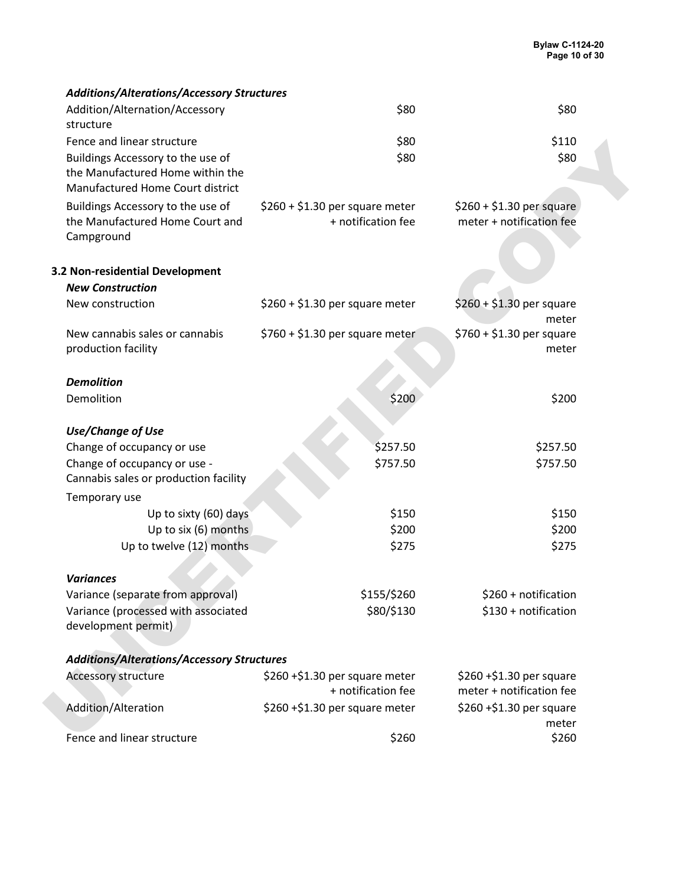*Additions/Alterations/Accessory Structures*

| | | |
|---|---|---|
| Addition/Alternation/Accessory structure | $80 | $80 |
| Fence and linear structure | $80 | $110 |
| Buildings Accessory to the use of the Manufactured Home within the Manufactured Home Court district | $80 | $80 |
| Buildings Accessory to the use of the Manufactured Home Court and Campground | $260 + $1.30 per square meter + notification fee | $260 + $1.30 per square meter + notification fee |

**3.2 Non-residential Development**

***New Construction***

| | | |
|---|---|---|
| New construction | $260 + $1.30 per square meter | $260 + $1.30 per square meter |
| New cannabis sales or cannabis production facility | $760 + $1.30 per square meter | $760 + $1.30 per square meter |

***Demolition***

| | | |
|---|---|---|
| Demolition | $200 | $200 |

***Use/Change of Use***

| | | |
|---|---|---|
| Change of occupancy or use | $257.50 | $257.50 |
| Change of occupancy or use - Cannabis sales or production facility | $757.50 | $757.50 |
| Temporary use | | |
| Up to sixty (60) days | $150 | $150 |
| Up to six (6) months | $200 | $200 |
| Up to twelve (12) months | $275 | $275 |

***Variances***

| | | |
|---|---|---|
| Variance (separate from approval) | $155/$260 | $260 + notification |
| Variance (processed with associated development permit) | $80/$130 | $130 + notification |

***Additions/Alterations/Accessory Structures***

| | | |
|---|---|---|
| Accessory structure | $260 +$1.30 per square meter + notification fee | $260 +$1.30 per square meter + notification fee |
| Addition/Alteration | $260 +$1.30 per square meter | $260 +$1.30 per square meter |
| Fence and linear structure | $260 | $260 |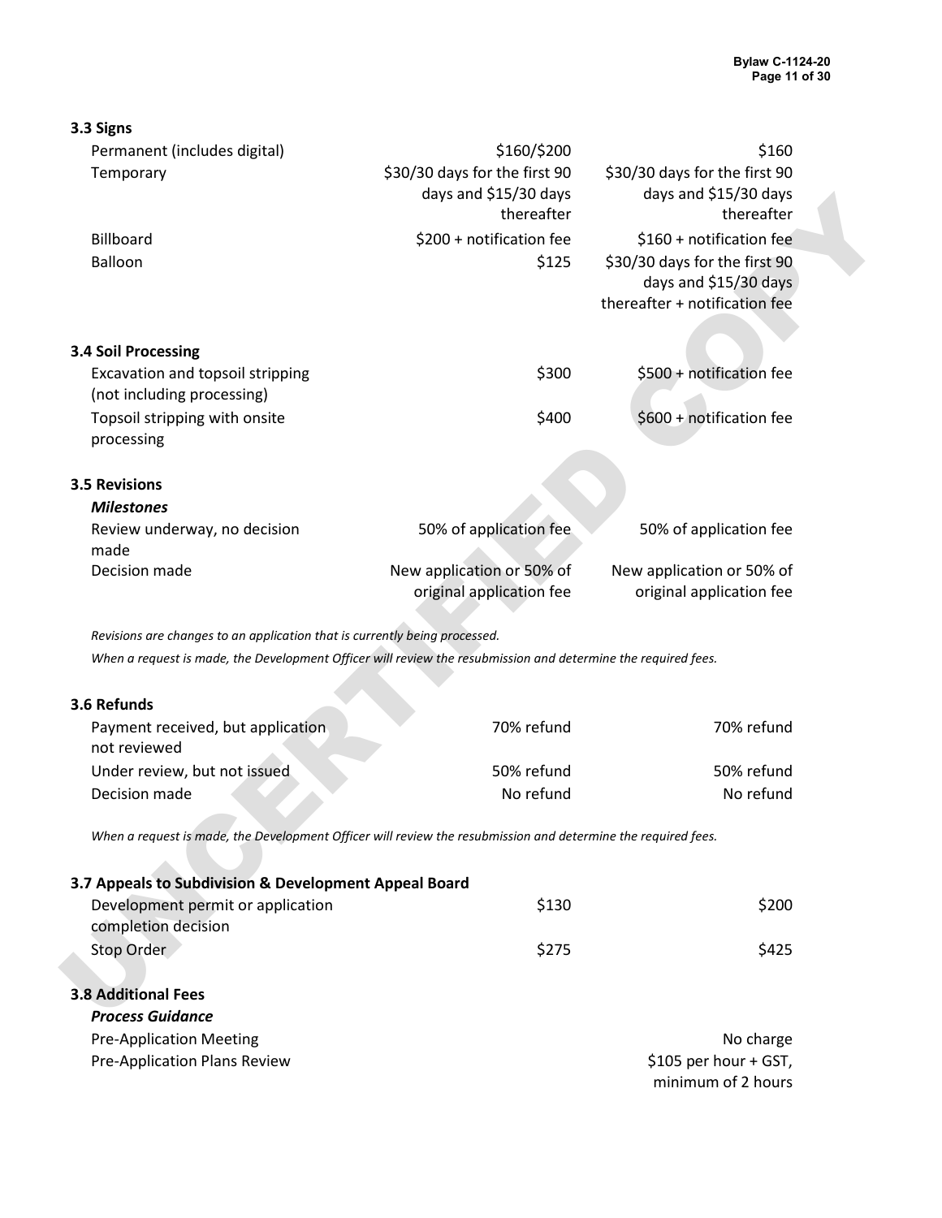### 3.3 Signs

| | | |
|---|---|---|
| Permanent (includes digital) | \$160/\$200 | \$160 |
| Temporary | \$30/30 days for the first 90 days and \$15/30 days thereafter | \$30/30 days for the first 90 days and \$15/30 days thereafter |
| Billboard | \$200 + notification fee | \$160 + notification fee |
| Balloon | \$125 | \$30/30 days for the first 90 days and \$15/30 days thereafter + notification fee |

### 3.4 Soil Processing

| | | |
|---|---|---|
| Excavation and topsoil stripping (not including processing) | \$300 | \$500 + notification fee |
| Topsoil stripping with onsite processing | \$400 | \$600 + notification fee |

### 3.5 Revisions

***Milestones***

| | | |
|---|---|---|
| Review underway, no decision made | 50% of application fee | 50% of application fee |
| Decision made | New application or 50% of original application fee | New application or 50% of original application fee |

*Revisions are changes to an application that is currently being processed.*

*When a request is made, the Development Officer will review the resubmission and determine the required fees.*

### 3.6 Refunds

| | | |
|---|---|---|
| Payment received, but application not reviewed | 70% refund | 70% refund |
| Under review, but not issued | 50% refund | 50% refund |
| Decision made | No refund | No refund |

*When a request is made, the Development Officer will review the resubmission and determine the required fees.*

### 3.7 Appeals to Subdivision & Development Appeal Board

| | | |
|---|---|---|
| Development permit or application completion decision | \$130 | \$200 |
| Stop Order | \$275 | \$425 |

### 3.8 Additional Fees

***Process Guidance***

| | | |
|---|---|---|
| Pre-Application Meeting | | No charge |
| Pre-Application Plans Review | | \$105 per hour + GST, minimum of 2 hours |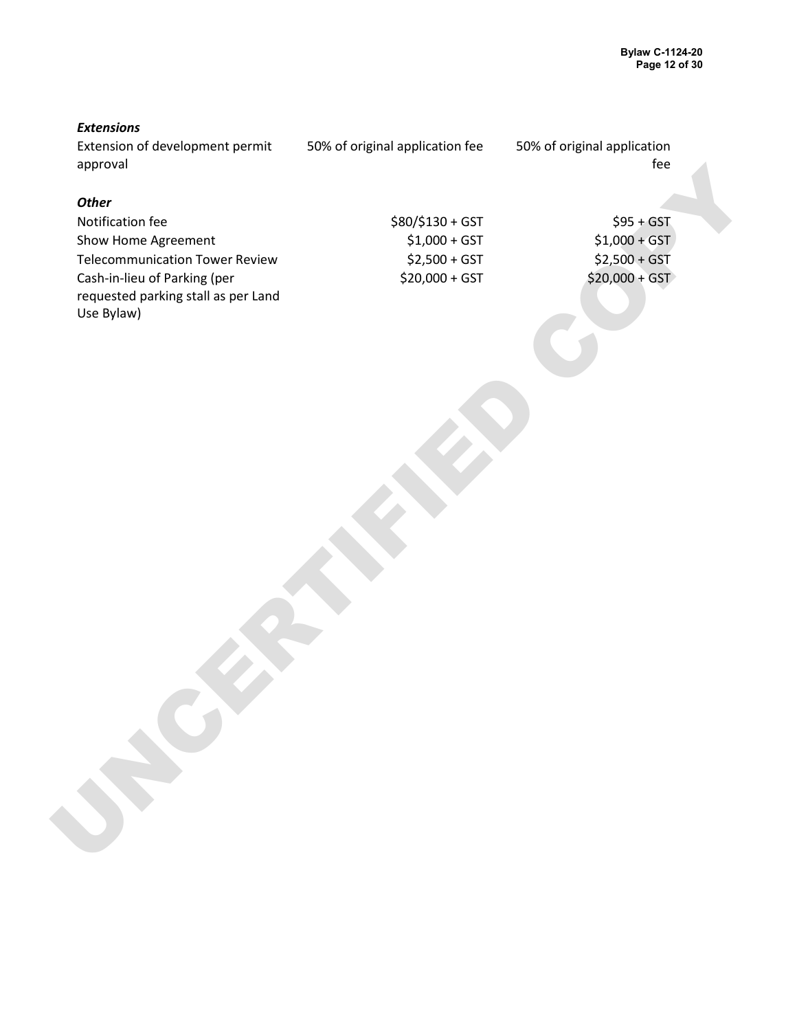***Extensions***

| | | |
|---|---|---|
| Extension of development permit approval | 50% of original application fee | 50% of original application fee |

***Other***

| | | |
|---|---|---|
| Notification fee | \$80/\$130 + GST | \$95 + GST |
| Show Home Agreement | \$1,000 + GST | \$1,000 + GST |
| Telecommunication Tower Review | \$2,500 + GST | \$2,500 + GST |
| Cash-in-lieu of Parking (per requested parking stall as per Land Use Bylaw) | \$20,000 + GST | \$20,000 + GST |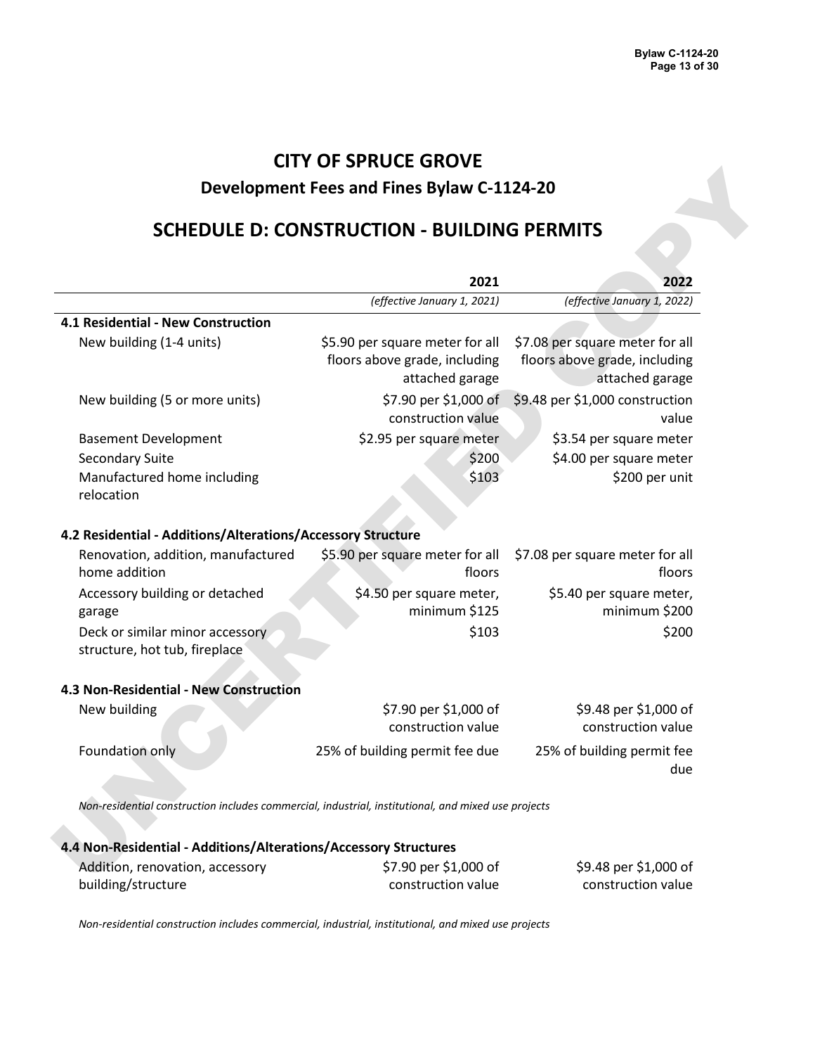# CITY OF SPRUCE GROVE

## Development Fees and Fines Bylaw C-1124-20

# SCHEDULE D: CONSTRUCTION - BUILDING PERMITS

| | 2021 | 2022 |
|---|---|---|
| | *(effective January 1, 2021)* | *(effective January 1, 2022)* |
| **4.1 Residential - New Construction** | | |
| New building (1-4 units) | $5.90 per square meter for all floors above grade, including attached garage | $7.08 per square meter for all floors above grade, including attached garage |
| New building (5 or more units) | $7.90 per $1,000 of construction value | $9.48 per $1,000 construction value |
| Basement Development | $2.95 per square meter | $3.54 per square meter |
| Secondary Suite | $200 | $4.00 per square meter |
| Manufactured home including relocation | $103 | $200 per unit |
| **4.2 Residential - Additions/Alterations/Accessory Structure** | | |
| Renovation, addition, manufactured home addition | $5.90 per square meter for all floors | $7.08 per square meter for all floors |
| Accessory building or detached garage | $4.50 per square meter, minimum $125 | $5.40 per square meter, minimum $200 |
| Deck or similar minor accessory structure, hot tub, fireplace | $103 | $200 |
| **4.3 Non-Residential - New Construction** | | |
| New building | $7.90 per $1,000 of construction value | $9.48 per $1,000 of construction value |
| Foundation only | 25% of building permit fee due | 25% of building permit fee due |

*Non-residential construction includes commercial, industrial, institutional, and mixed use projects*

| | 2021 | 2022 |
|---|---|---|
| **4.4 Non-Residential - Additions/Alterations/Accessory Structures** | | |
| Addition, renovation, accessory building/structure | $7.90 per $1,000 of construction value | $9.48 per $1,000 of construction value |

*Non-residential construction includes commercial, industrial, institutional, and mixed use projects*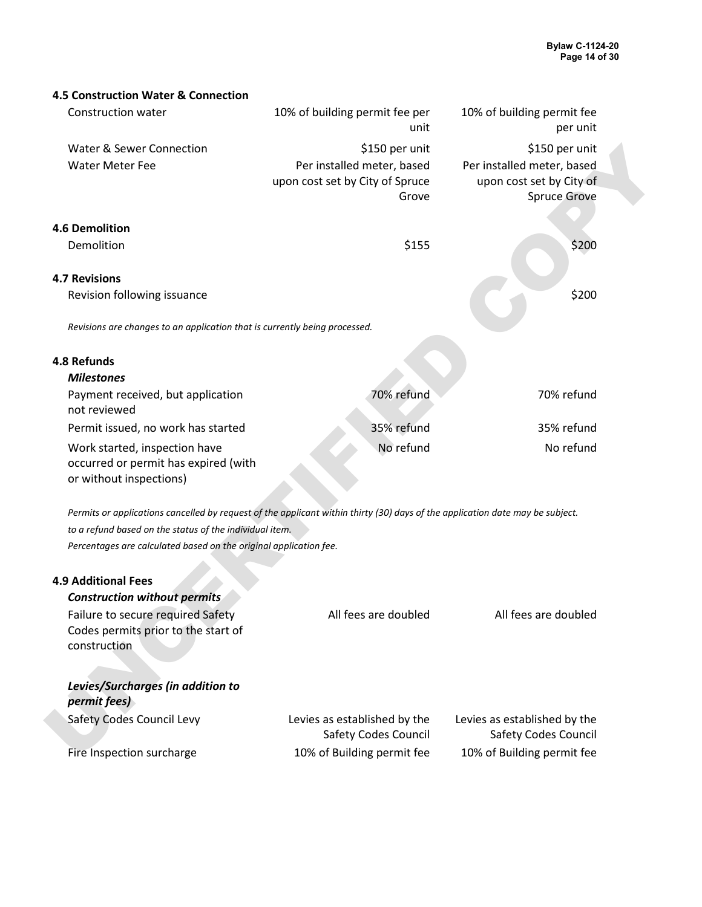### 4.5 Construction Water & Connection

| | | |
|---|---|---|
| Construction water | 10% of building permit fee per unit | 10% of building permit fee per unit |
| Water & Sewer Connection | $150 per unit | $150 per unit |
| Water Meter Fee | Per installed meter, based upon cost set by City of Spruce Grove | Per installed meter, based upon cost set by City of Spruce Grove |

### 4.6 Demolition

| | | |
|---|---|---|
| Demolition | $155 | $200 |

### 4.7 Revisions

| | | |
|---|---|---|
| Revision following issuance | | $200 |

*Revisions are changes to an application that is currently being processed.*

### 4.8 Refunds

***Milestones***

| | | |
|---|---|---|
| Payment received, but application not reviewed | 70% refund | 70% refund |
| Permit issued, no work has started | 35% refund | 35% refund |
| Work started, inspection have occurred or permit has expired (with or without inspections) | No refund | No refund |

*Permits or applications cancelled by request of the applicant within thirty (30) days of the application date may be subject.*

*to a refund based on the status of the individual item.*

*Percentages are calculated based on the original application fee.*

### 4.9 Additional Fees

***Construction without permits***

| | | |
|---|---|---|
| Failure to secure required Safety Codes permits prior to the start of construction | All fees are doubled | All fees are doubled |

***Levies/Surcharges (in addition to permit fees)***

| | | |
|---|---|---|
| Safety Codes Council Levy | Levies as established by the Safety Codes Council | Levies as established by the Safety Codes Council |
| Fire Inspection surcharge | 10% of Building permit fee | 10% of Building permit fee |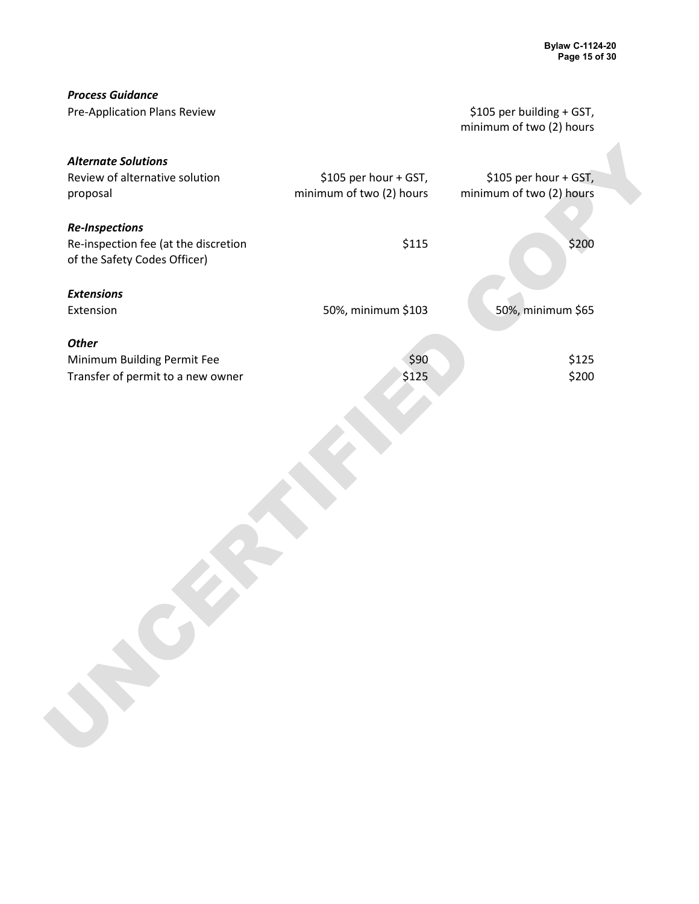| | | |
|---|---|---|
| ***Process Guidance*** | | |
| Pre-Application Plans Review | | $105 per building + GST, minimum of two (2) hours |
| ***Alternate Solutions*** | | |
| Review of alternative solution proposal | $105 per hour + GST, minimum of two (2) hours | $105 per hour + GST, minimum of two (2) hours |
| ***Re-Inspections*** | | |
| Re-inspection fee (at the discretion of the Safety Codes Officer) | $115 | $200 |
| ***Extensions*** | | |
| Extension | 50%, minimum $103 | 50%, minimum $65 |
| ***Other*** | | |
| Minimum Building Permit Fee | $90 | $125 |
| Transfer of permit to a new owner | $125 | $200 |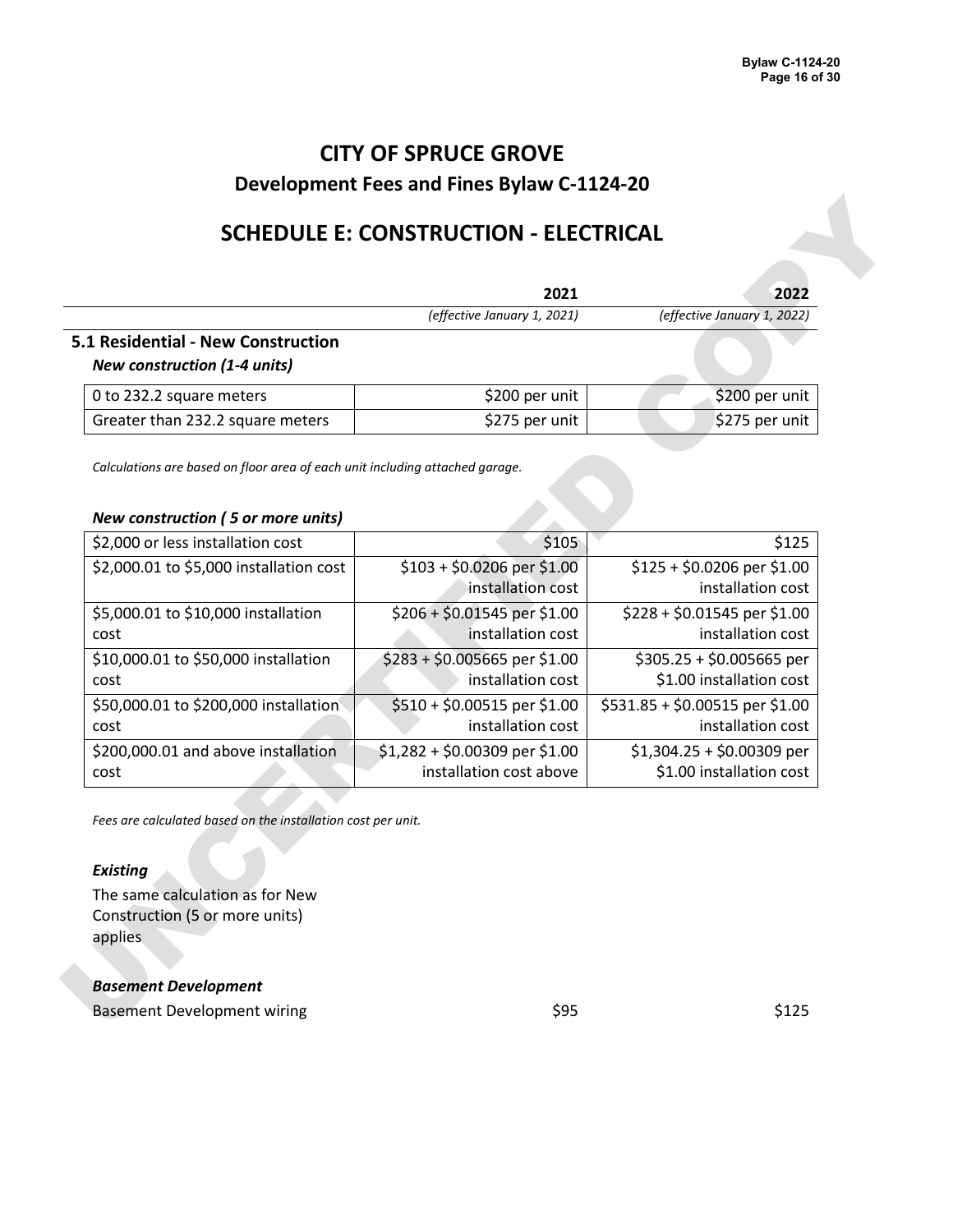# CITY OF SPRUCE GROVE

## Development Fees and Fines Bylaw C-1124-20

## SCHEDULE E: CONSTRUCTION - ELECTRICAL

| | 2021 *(effective January 1, 2021)* | 2022 *(effective January 1, 2022)* |
|---|---|---|

### 5.1 Residential - New Construction

***New construction (1-4 units)***

| | 2021 | 2022 |
|---|---|---|
| 0 to 232.2 square meters | $200 per unit | $200 per unit |
| Greater than 232.2 square meters | $275 per unit | $275 per unit |

*Calculations are based on floor area of each unit including attached garage.*

***New construction ( 5 or more units)***

| | 2021 | 2022 |
|---|---|---|
| $2,000 or less installation cost | $105 | $125 |
| $2,000.01 to $5,000 installation cost | $103 + $0.0206 per $1.00 installation cost | $125 + $0.0206 per $1.00 installation cost |
| $5,000.01 to $10,000 installation cost | $206 + $0.01545 per $1.00 installation cost | $228 + $0.01545 per $1.00 installation cost |
| $10,000.01 to $50,000 installation cost | $283 + $0.005665 per $1.00 installation cost | $305.25 + $0.005665 per $1.00 installation cost |
| $50,000.01 to $200,000 installation cost | $510 + $0.00515 per $1.00 installation cost | $531.85 + $0.00515 per $1.00 installation cost |
| $200,000.01 and above installation cost | $1,282 + $0.00309 per $1.00 installation cost above | $1,304.25 + $0.00309 per $1.00 installation cost |

*Fees are calculated based on the installation cost per unit.*

***Existing***

The same calculation as for New Construction (5 or more units) applies

***Basement Development***

| | 2021 | 2022 |
|---|---|---|
| Basement Development wiring | $95 | $125 |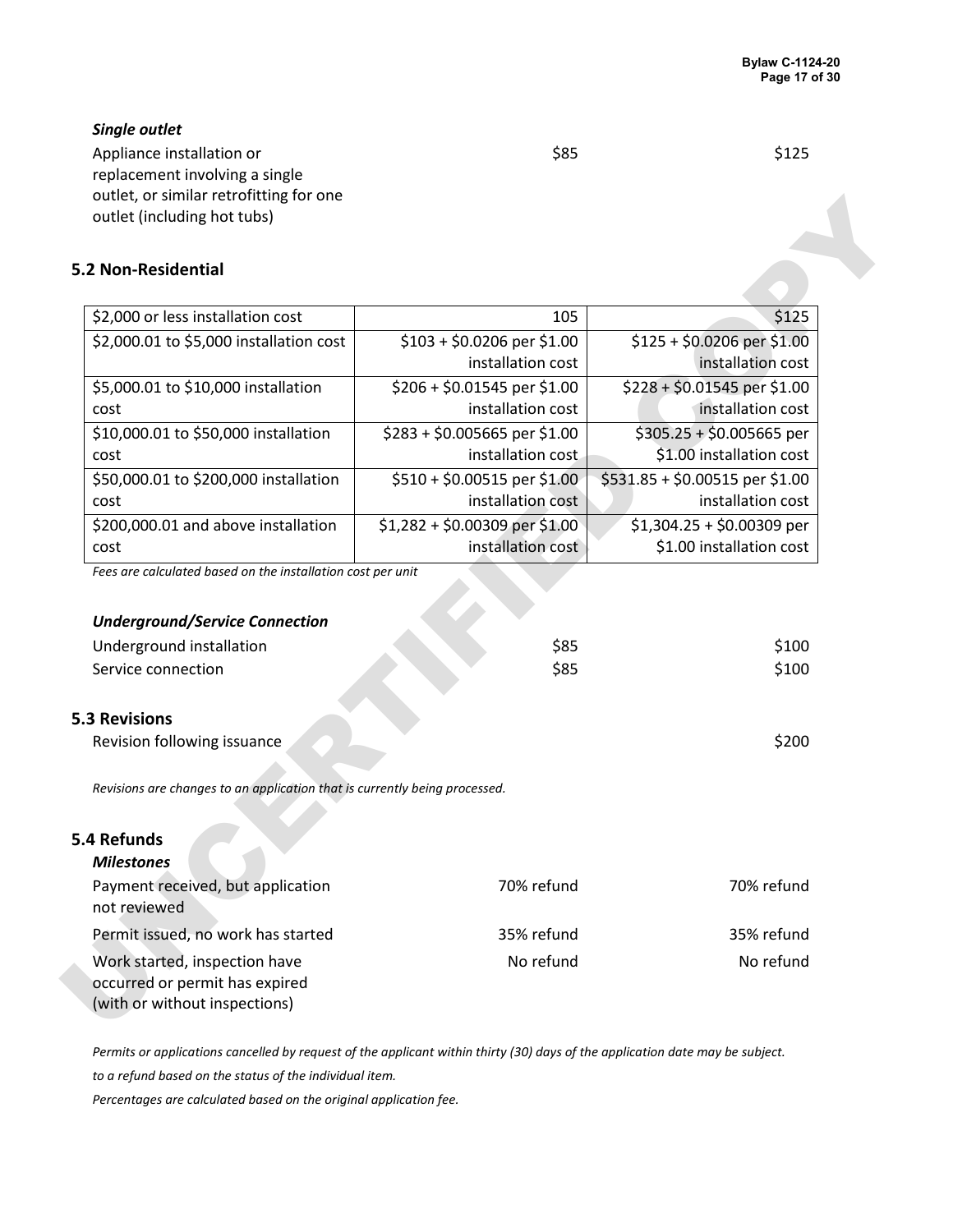### *Single outlet*

| | | |
|---|---|---|
| Appliance installation or replacement involving a single outlet, or similar retrofitting for one outlet (including hot tubs) | $85 | $125 |

## 5.2 Non-Residential

| | | |
|---|---|---|
| $2,000 or less installation cost | 105 | $125 |
| $2,000.01 to $5,000 installation cost | $103 + $0.0206 per $1.00 installation cost | $125 + $0.0206 per $1.00 installation cost |
| $5,000.01 to $10,000 installation cost | $206 + $0.01545 per $1.00 installation cost | $228 + $0.01545 per $1.00 installation cost |
| $10,000.01 to $50,000 installation cost | $283 + $0.005665 per $1.00 installation cost | $305.25 + $0.005665 per $1.00 installation cost |
| $50,000.01 to $200,000 installation cost | $510 + $0.00515 per $1.00 installation cost | $531.85 + $0.00515 per $1.00 installation cost |
| $200,000.01 and above installation cost | $1,282 + $0.00309 per $1.00 installation cost | $1,304.25 + $0.00309 per $1.00 installation cost |

*Fees are calculated based on the installation cost per unit*

### *Underground/Service Connection*

| | | |
|---|---|---|
| Underground installation | $85 | $100 |
| Service connection | $85 | $100 |

## 5.3 Revisions

| | | |
|---|---|---|
| Revision following issuance | | $200 |

*Revisions are changes to an application that is currently being processed.*

## 5.4 Refunds

### *Milestones*

| | | |
|---|---|---|
| Payment received, but application not reviewed | 70% refund | 70% refund |
| Permit issued, no work has started | 35% refund | 35% refund |
| Work started, inspection have occurred or permit has expired (with or without inspections) | No refund | No refund |

*Permits or applications cancelled by request of the applicant within thirty (30) days of the application date may be subject.*

*to a refund based on the status of the individual item.*

*Percentages are calculated based on the original application fee.*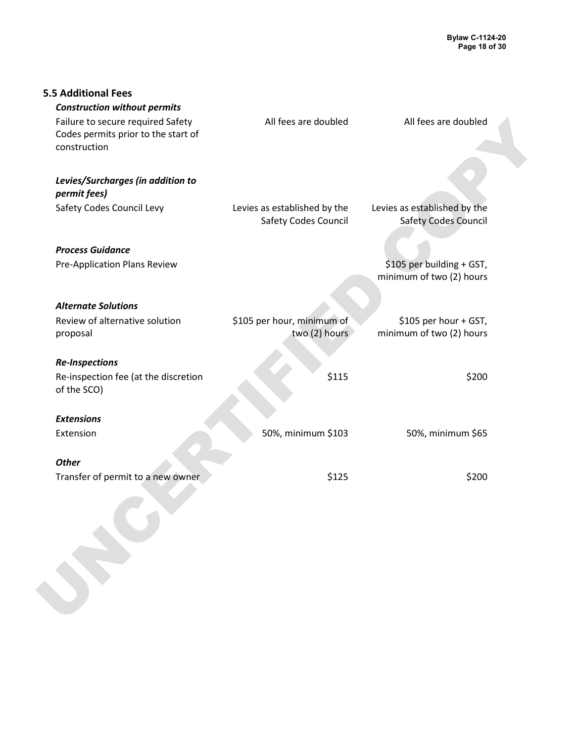## 5.5 Additional Fees

| | | |
|---|---|---|
| ***Construction without permits*** | | |
| Failure to secure required Safety Codes permits prior to the start of construction | All fees are doubled | All fees are doubled |
| ***Levies/Surcharges (in addition to permit fees)*** | | |
| Safety Codes Council Levy | Levies as established by the Safety Codes Council | Levies as established by the Safety Codes Council |
| ***Process Guidance*** | | |
| Pre-Application Plans Review | | $105 per building + GST, minimum of two (2) hours |
| ***Alternate Solutions*** | | |
| Review of alternative solution proposal | $105 per hour, minimum of two (2) hours | $105 per hour + GST, minimum of two (2) hours |
| ***Re-Inspections*** | | |
| Re-inspection fee (at the discretion of the SCO) | $115 | $200 |
| ***Extensions*** | | |
| Extension | 50%, minimum $103 | 50%, minimum $65 |
| ***Other*** | | |
| Transfer of permit to a new owner | $125 | $200 |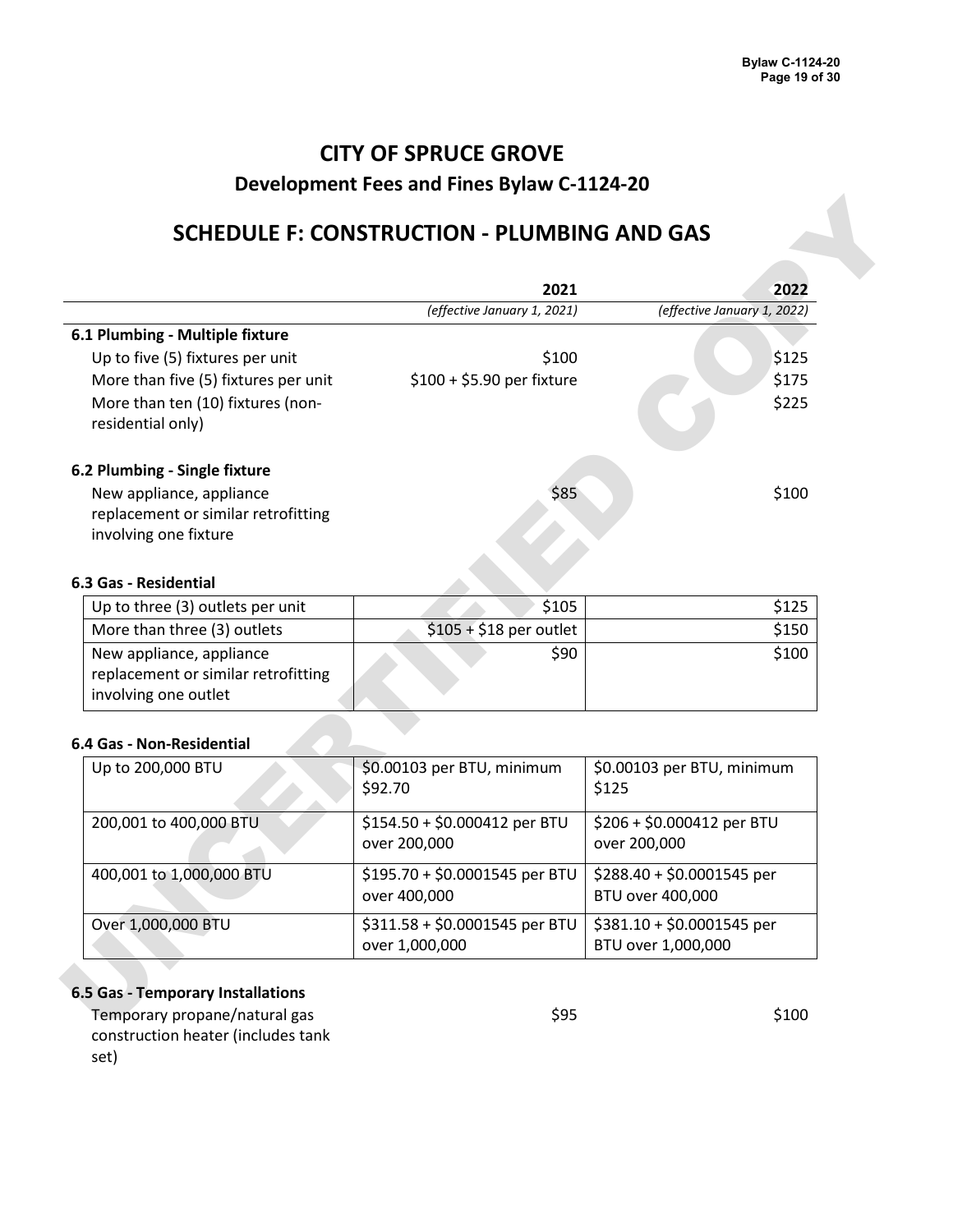# CITY OF SPRUCE GROVE

## Development Fees and Fines Bylaw C-1124-20

## SCHEDULE F: CONSTRUCTION - PLUMBING AND GAS

| | 2021 *(effective January 1, 2021)* | 2022 *(effective January 1, 2022)* |
|---|---|---|
| **6.1 Plumbing - Multiple fixture** | | |
| Up to five (5) fixtures per unit | $100 | $125 |
| More than five (5) fixtures per unit | $100 + $5.90 per fixture | $175 |
| More than ten (10) fixtures (non-residential only) | | $225 |
| **6.2 Plumbing - Single fixture** | | |
| New appliance, appliance replacement or similar retrofitting involving one fixture | $85 | $100 |
| **6.3 Gas - Residential** | | |
| Up to three (3) outlets per unit | $105 | $125 |
| More than three (3) outlets | $105 + $18 per outlet | $150 |
| New appliance, appliance replacement or similar retrofitting involving one outlet | $90 | $100 |
| **6.4 Gas - Non-Residential** | | |
| Up to 200,000 BTU | $0.00103 per BTU, minimum $92.70 | $0.00103 per BTU, minimum $125 |
| 200,001 to 400,000 BTU | $154.50 + $0.000412 per BTU over 200,000 | $206 + $0.000412 per BTU over 200,000 |
| 400,001 to 1,000,000 BTU | $195.70 + $0.0001545 per BTU over 400,000 | $288.40 + $0.0001545 per BTU over 400,000 |
| Over 1,000,000 BTU | $311.58 + $0.0001545 per BTU over 1,000,000 | $381.10 + $0.0001545 per BTU over 1,000,000 |
| **6.5 Gas - Temporary Installations** | | |
| Temporary propane/natural gas construction heater (includes tank set) | $95 | $100 |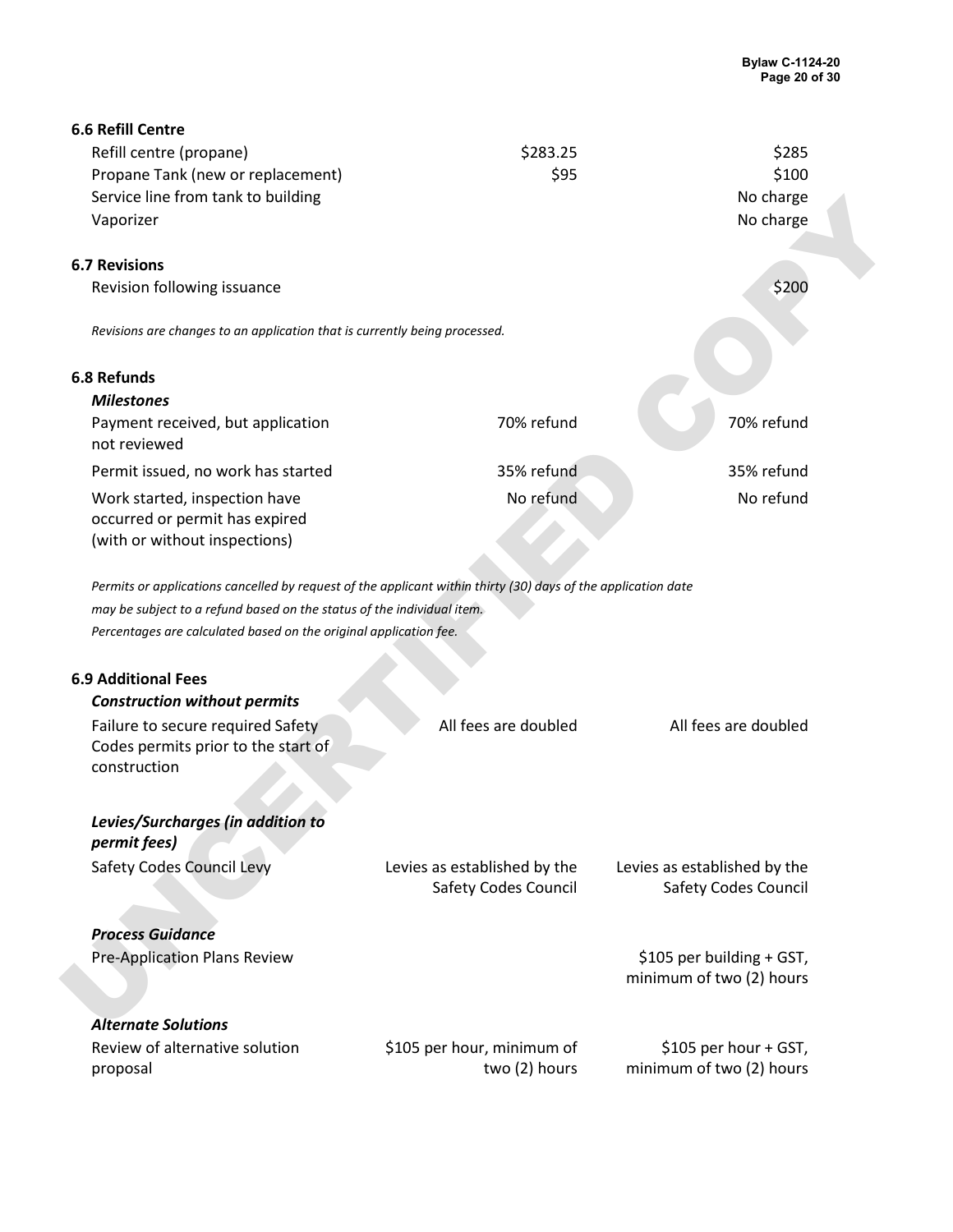**6.6 Refill Centre**

| | | |
|---|---|---|
| Refill centre (propane) | $283.25 | $285 |
| Propane Tank (new or replacement) | $95 | $100 |
| Service line from tank to building | | No charge |
| Vaporizer | | No charge |

**6.7 Revisions**

| | | |
|---|---|---|
| Revision following issuance | | $200 |

*Revisions are changes to an application that is currently being processed.*

**6.8 Refunds**

| | | |
|---|---|---|
| ***Milestones*** | | |
| Payment received, but application not reviewed | 70% refund | 70% refund |
| Permit issued, no work has started | 35% refund | 35% refund |
| Work started, inspection have occurred or permit has expired (with or without inspections) | No refund | No refund |

*Permits or applications cancelled by request of the applicant within thirty (30) days of the application date may be subject to a refund based on the status of the individual item.*
*Percentages are calculated based on the original application fee.*

**6.9 Additional Fees**

| | | |
|---|---|---|
| ***Construction without permits*** | | |
| Failure to secure required Safety Codes permits prior to the start of construction | All fees are doubled | All fees are doubled |
| ***Levies/Surcharges (in addition to permit fees)*** | | |
| Safety Codes Council Levy | Levies as established by the Safety Codes Council | Levies as established by the Safety Codes Council |
| ***Process Guidance*** | | |
| Pre-Application Plans Review | | $105 per building + GST, minimum of two (2) hours |
| ***Alternate Solutions*** | | |
| Review of alternative solution proposal | $105 per hour, minimum of two (2) hours | $105 per hour + GST, minimum of two (2) hours |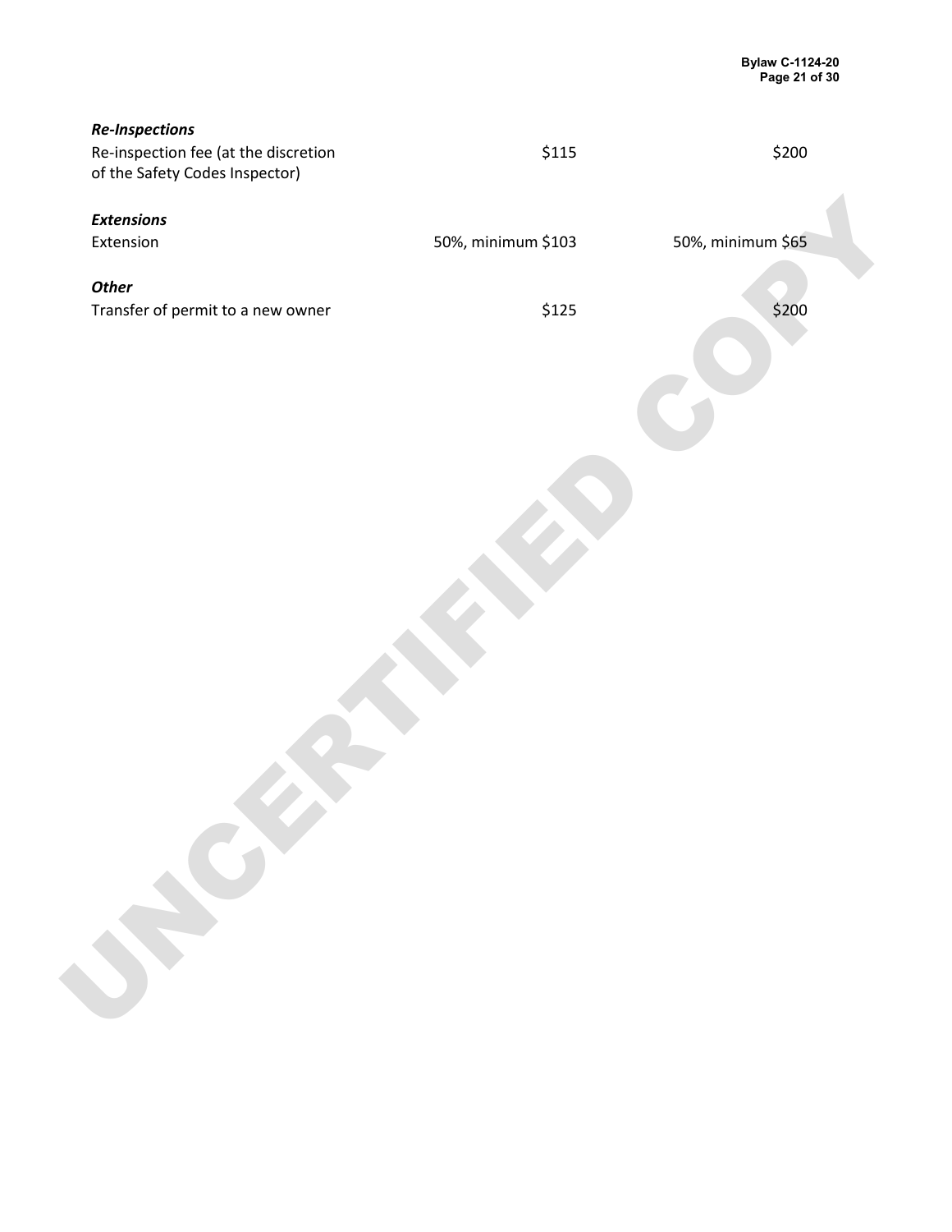| | | |
|---|---|---|
| ***Re-Inspections*** | | |
| Re-inspection fee (at the discretion of the Safety Codes Inspector) | $115 | $200 |
| ***Extensions*** | | |
| Extension | 50%, minimum $103 | 50%, minimum $65 |
| ***Other*** | | |
| Transfer of permit to a new owner | $125 | $200 |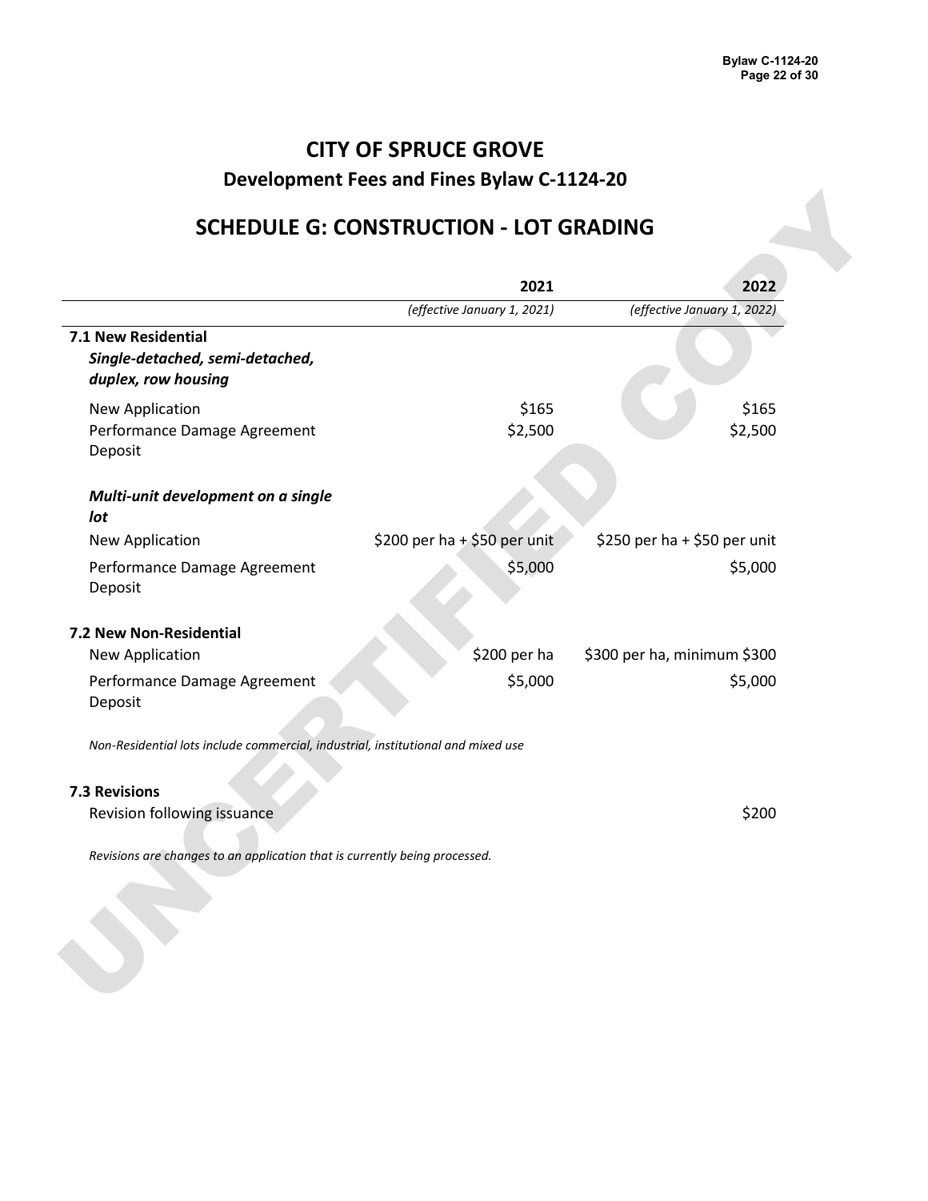# CITY OF SPRUCE GROVE

## Development Fees and Fines Bylaw C-1124-20

## SCHEDULE G: CONSTRUCTION - LOT GRADING

| | 2021 | 2022 |
|---|---|---|
| | *(effective January 1, 2021)* | *(effective January 1, 2022)* |
| **7.1 New Residential** | | |
| ***Single-detached, semi-detached, duplex, row housing*** | | |
| New Application | $165 | $165 |
| Performance Damage Agreement Deposit | $2,500 | $2,500 |
| ***Multi-unit development on a single lot*** | | |
| New Application | $200 per ha + $50 per unit | $250 per ha + $50 per unit |
| Performance Damage Agreement Deposit | $5,000 | $5,000 |
| **7.2 New Non-Residential** | | |
| New Application | $200 per ha | $300 per ha, minimum $300 |
| Performance Damage Agreement Deposit | $5,000 | $5,000 |

*Non-Residential lots include commercial, industrial, institutional and mixed use*

| | 2021 | 2022 |
|---|---|---|
| **7.3 Revisions** | | |
| Revision following issuance | | $200 |

*Revisions are changes to an application that is currently being processed.*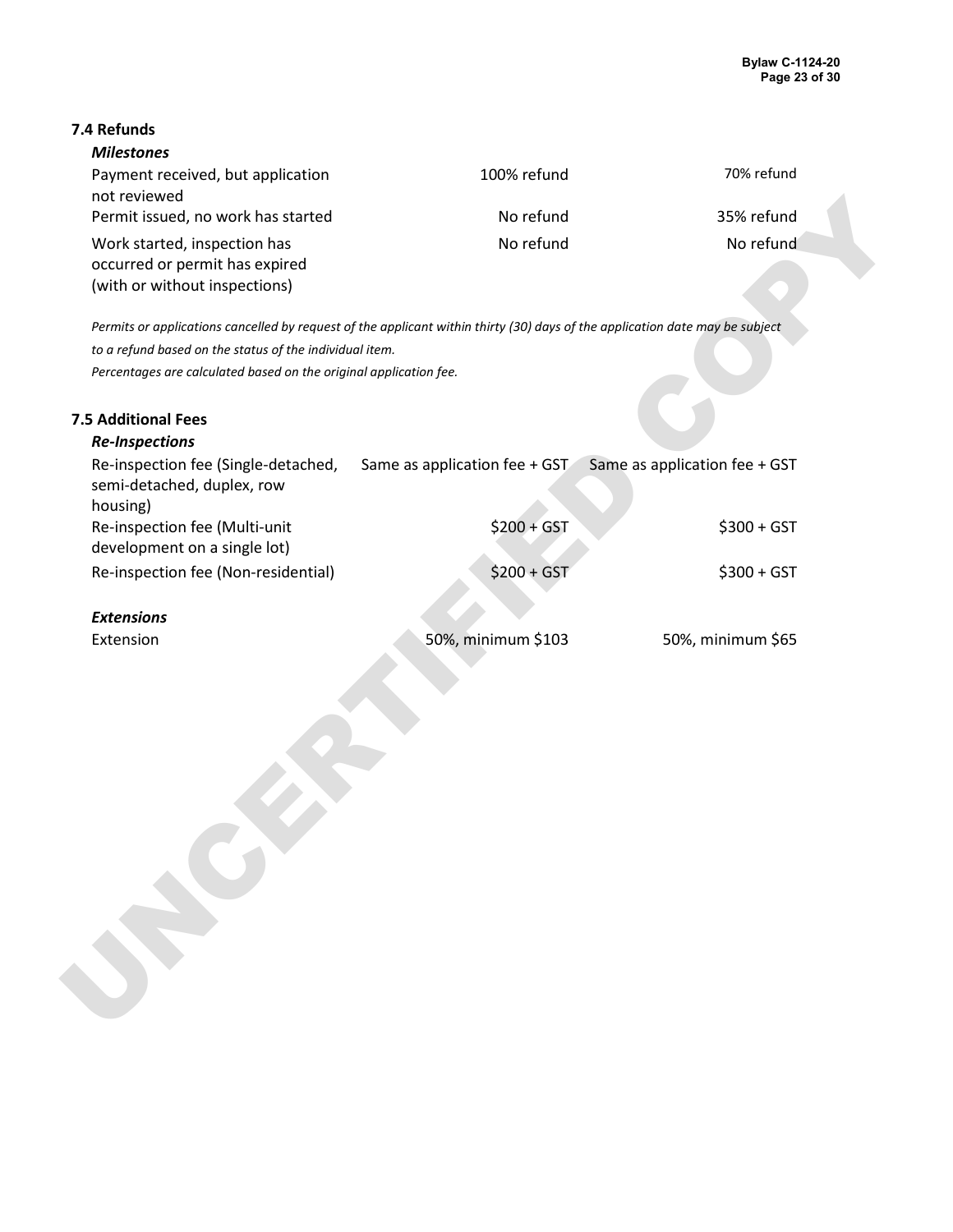### 7.4 Refunds

| *Milestones* | | |
|---|---|---|
| Payment received, but application not reviewed | 100% refund | 70% refund |
| Permit issued, no work has started | No refund | 35% refund |
| Work started, inspection has occurred or permit has expired (with or without inspections) | No refund | No refund |

*Permits or applications cancelled by request of the applicant within thirty (30) days of the application date may be subject to a refund based on the status of the individual item.*

*Percentages are calculated based on the original application fee.*

### 7.5 Additional Fees

| *Re-Inspections* | | |
|---|---|---|
| Re-inspection fee (Single-detached, semi-detached, duplex, row housing) | Same as application fee + GST | Same as application fee + GST |
| Re-inspection fee (Multi-unit development on a single lot) | $200 + GST | $300 + GST |
| Re-inspection fee (Non-residential) | $200 + GST | $300 + GST |
| ***Extensions*** | | |
| Extension | 50%, minimum $103 | 50%, minimum $65 |

UNCERTIFIED COPY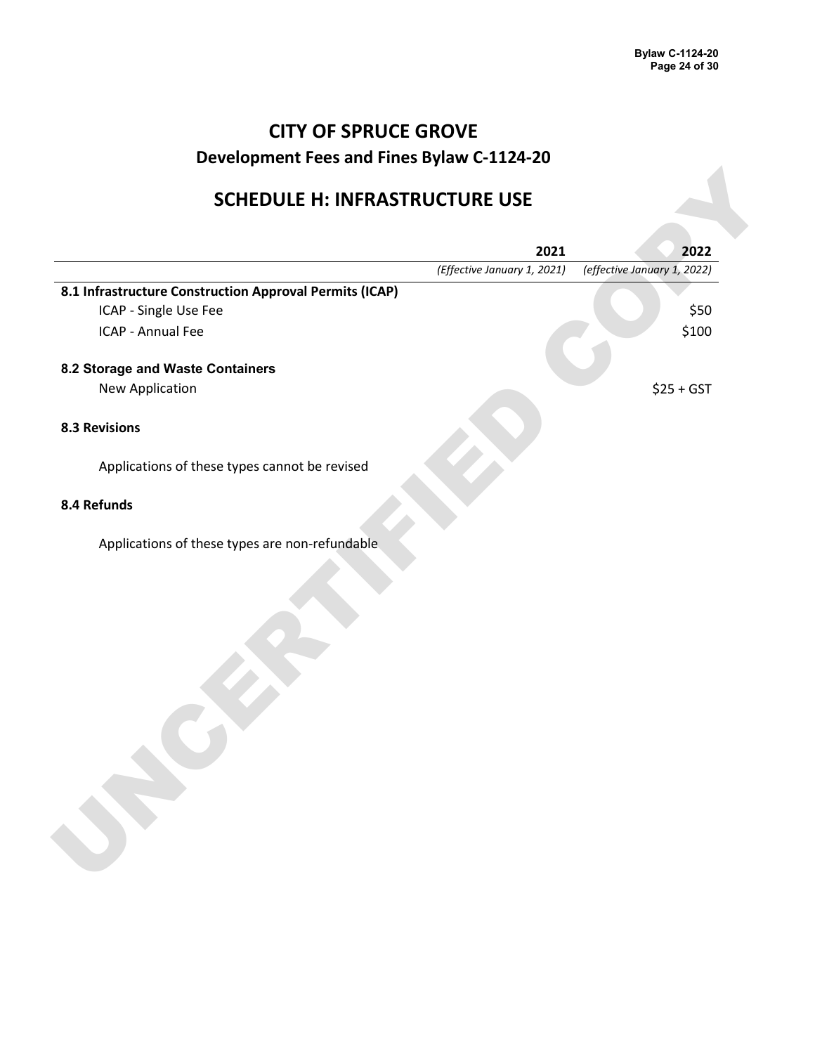# CITY OF SPRUCE GROVE

## Development Fees and Fines Bylaw C-1124-20

## SCHEDULE H: INFRASTRUCTURE USE

| | 2021 | 2022 |
|---|---|---|
| | *(Effective January 1, 2021)* | *(effective January 1, 2022)* |
| **8.1 Infrastructure Construction Approval Permits (ICAP)** | | |
| ICAP - Single Use Fee | | $50 |
| ICAP - Annual Fee | | $100 |
| **8.2 Storage and Waste Containers** | | |
| New Application | | $25 + GST |
| **8.3 Revisions** | | |
| Applications of these types cannot be revised | | |
| **8.4 Refunds** | | |
| Applications of these types are non-refundable | | |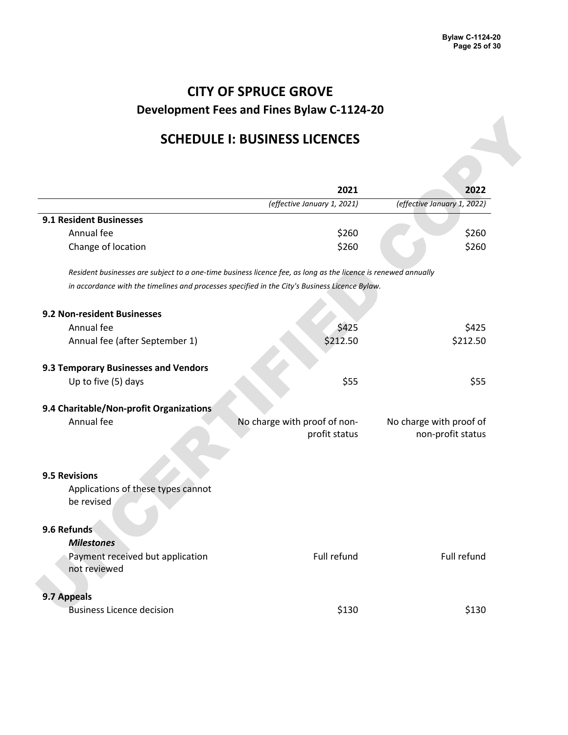# CITY OF SPRUCE GROVE

## Development Fees and Fines Bylaw C-1124-20

## SCHEDULE I: BUSINESS LICENCES

| | 2021 *(effective January 1, 2021)* | 2022 *(effective January 1, 2022)* |
|---|---|---|
| **9.1 Resident Businesses** | | |
| Annual fee | $260 | $260 |
| Change of location | $260 | $260 |
| *Resident businesses are subject to a one-time business licence fee, as long as the licence is renewed annually in accordance with the timelines and processes specified in the City's Business Licence Bylaw.* | | |
| **9.2 Non-resident Businesses** | | |
| Annual fee | $425 | $425 |
| Annual fee (after September 1) | $212.50 | $212.50 |
| **9.3 Temporary Businesses and Vendors** | | |
| Up to five (5) days | $55 | $55 |
| **9.4 Charitable/Non-profit Organizations** | | |
| Annual fee | No charge with proof of non-profit status | No charge with proof of non-profit status |
| **9.5 Revisions** | | |
| Applications of these types cannot be revised | | |
| **9.6 Refunds** | | |
| ***Milestones*** | | |
| Payment received but application not reviewed | Full refund | Full refund |
| **9.7 Appeals** | | |
| Business Licence decision | $130 | $130 |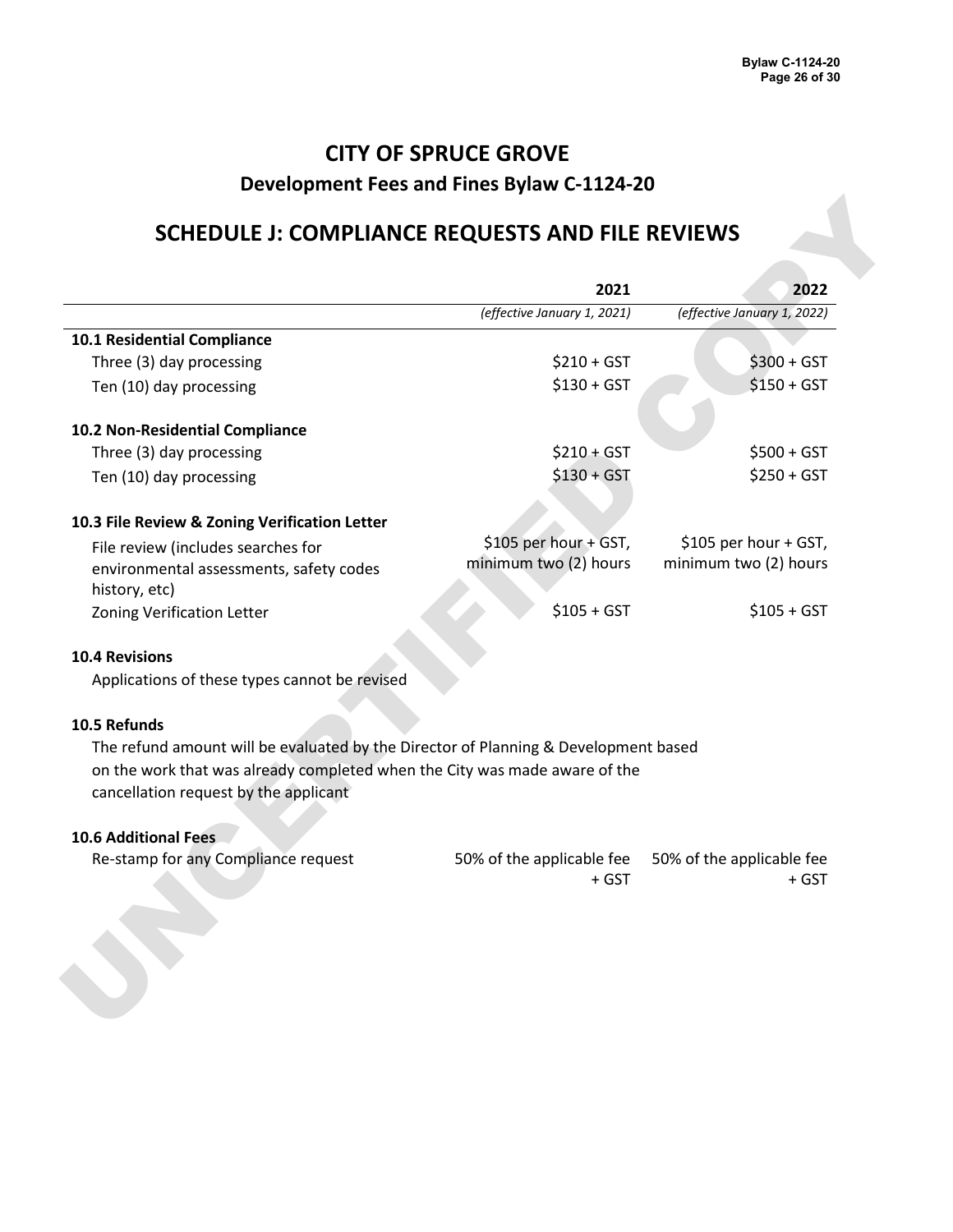# CITY OF SPRUCE GROVE

## Development Fees and Fines Bylaw C-1124-20

## SCHEDULE J: COMPLIANCE REQUESTS AND FILE REVIEWS

| | 2021 | 2022 |
|---|---|---|
| | *(effective January 1, 2021)* | *(effective January 1, 2022)* |
| **10.1 Residential Compliance** | | |
| Three (3) day processing | $210 + GST | $300 + GST |
| Ten (10) day processing | $130 + GST | $150 + GST |
| **10.2 Non-Residential Compliance** | | |
| Three (3) day processing | $210 + GST | $500 + GST |
| Ten (10) day processing | $130 + GST | $250 + GST |
| **10.3 File Review & Zoning Verification Letter** | | |
| File review (includes searches for environmental assessments, safety codes history, etc) | $105 per hour + GST, minimum two (2) hours | $105 per hour + GST, minimum two (2) hours |
| Zoning Verification Letter | $105 + GST | $105 + GST |
| **10.4 Revisions** | | |
| Applications of these types cannot be revised | | |
| **10.5 Refunds** | | |
| The refund amount will be evaluated by the Director of Planning & Development based on the work that was already completed when the City was made aware of the cancellation request by the applicant | | |
| **10.6 Additional Fees** | | |
| Re-stamp for any Compliance request | 50% of the applicable fee + GST | 50% of the applicable fee + GST |

UNCERTIFIED COPY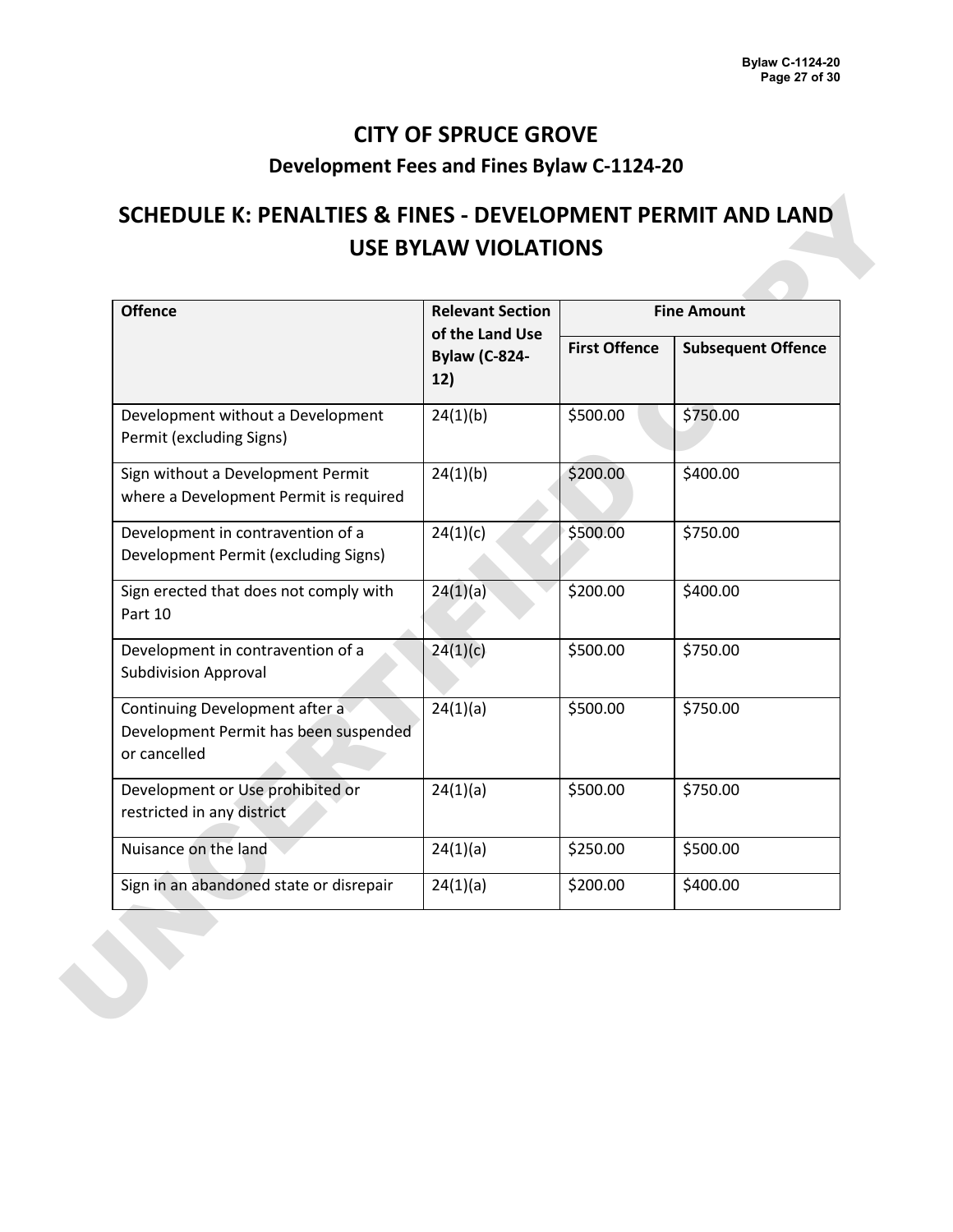# CITY OF SPRUCE GROVE

## Development Fees and Fines Bylaw C-1124-20

# SCHEDULE K: PENALTIES & FINES - DEVELOPMENT PERMIT AND LAND USE BYLAW VIOLATIONS

| Offence | Relevant Section of the Land Use Bylaw (C-824-12) | Fine Amount | |
|---|---|---|---|
| | | First Offence | Subsequent Offence |
| Development without a Development Permit (excluding Signs) | 24(1)(b) | $500.00 | $750.00 |
| Sign without a Development Permit where a Development Permit is required | 24(1)(b) | $200.00 | $400.00 |
| Development in contravention of a Development Permit (excluding Signs) | 24(1)(c) | $500.00 | $750.00 |
| Sign erected that does not comply with Part 10 | 24(1)(a) | $200.00 | $400.00 |
| Development in contravention of a Subdivision Approval | 24(1)(c) | $500.00 | $750.00 |
| Continuing Development after a Development Permit has been suspended or cancelled | 24(1)(a) | $500.00 | $750.00 |
| Development or Use prohibited or restricted in any district | 24(1)(a) | $500.00 | $750.00 |
| Nuisance on the land | 24(1)(a) | $250.00 | $500.00 |
| Sign in an abandoned state or disrepair | 24(1)(a) | $200.00 | $400.00 |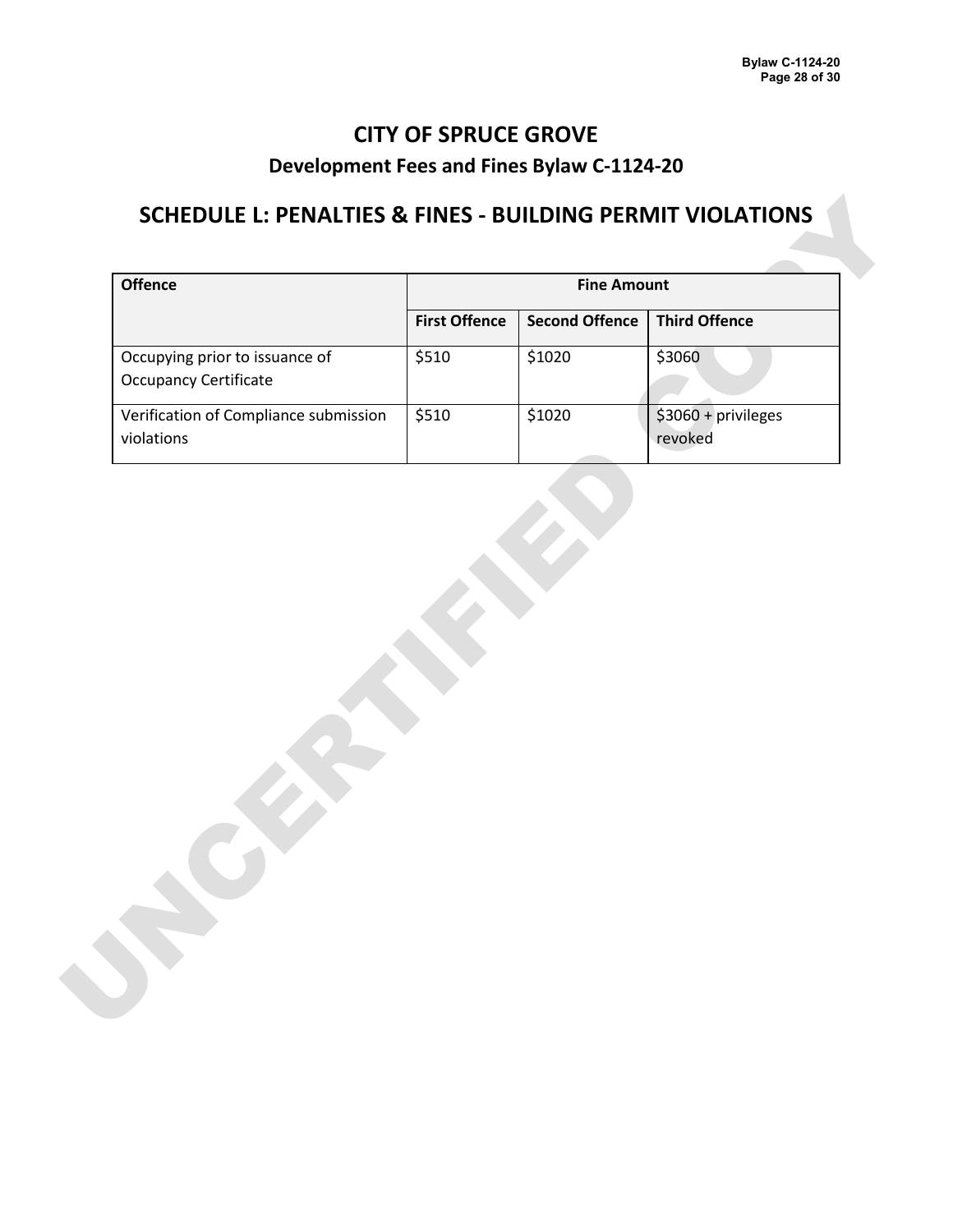# CITY OF SPRUCE GROVE

## Development Fees and Fines Bylaw C-1124-20

## SCHEDULE L: PENALTIES & FINES - BUILDING PERMIT VIOLATIONS

| Offence | Fine Amount | | |
|---|---|---|---|
| | First Offence | Second Offence | Third Offence |
| Occupying prior to issuance of Occupancy Certificate | $510 | $1020 | $3060 |
| Verification of Compliance submission violations | $510 | $1020 | $3060 + privileges revoked |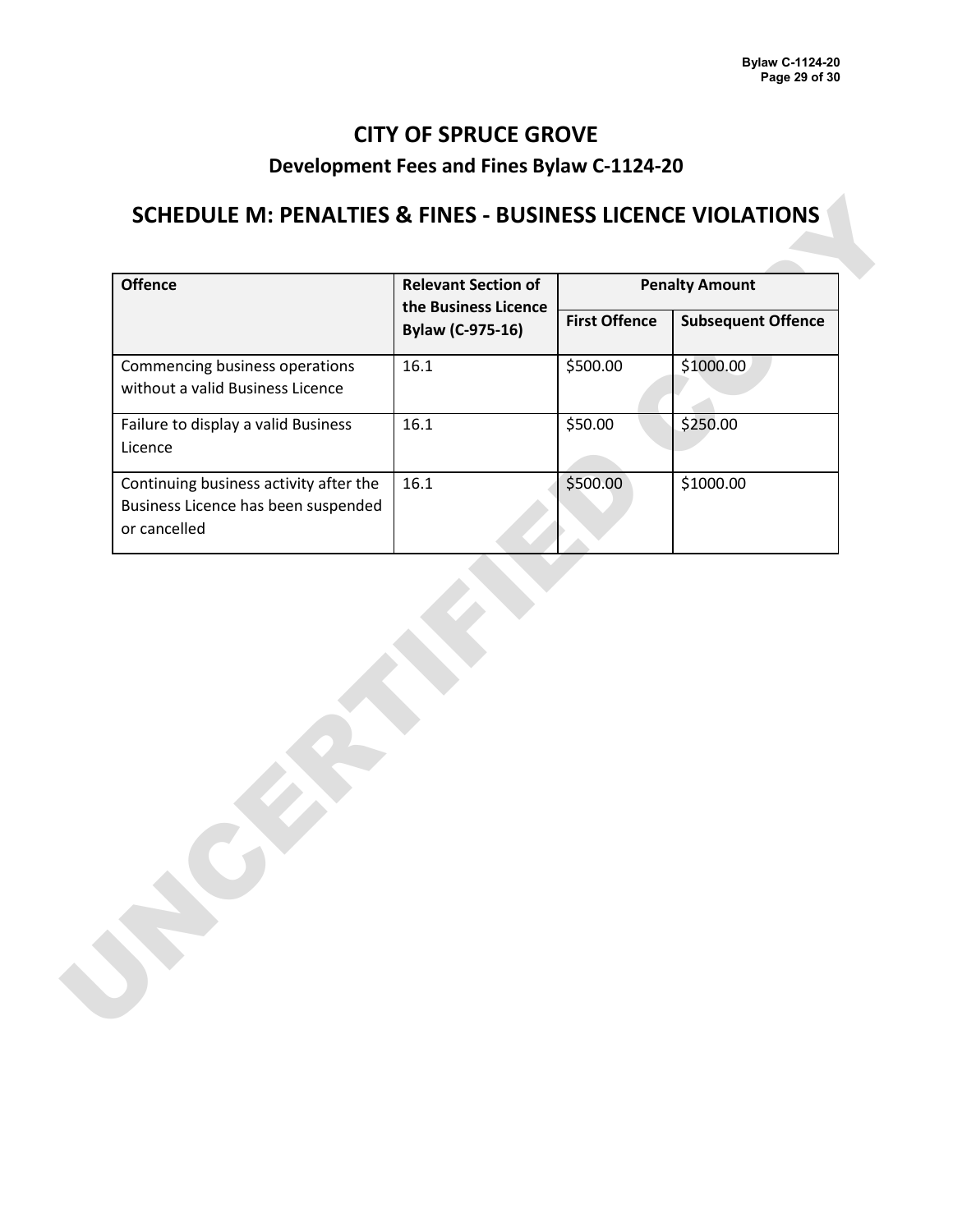# CITY OF SPRUCE GROVE

## Development Fees and Fines Bylaw C-1124-20

## SCHEDULE M: PENALTIES & FINES - BUSINESS LICENCE VIOLATIONS

| Offence | Relevant Section of the Business Licence Bylaw (C-975-16) | Penalty Amount | |
|---|---|---|---|
| | | First Offence | Subsequent Offence |
| Commencing business operations without a valid Business Licence | 16.1 | $500.00 | $1000.00 |
| Failure to display a valid Business Licence | 16.1 | $50.00 | $250.00 |
| Continuing business activity after the Business Licence has been suspended or cancelled | 16.1 | $500.00 | $1000.00 |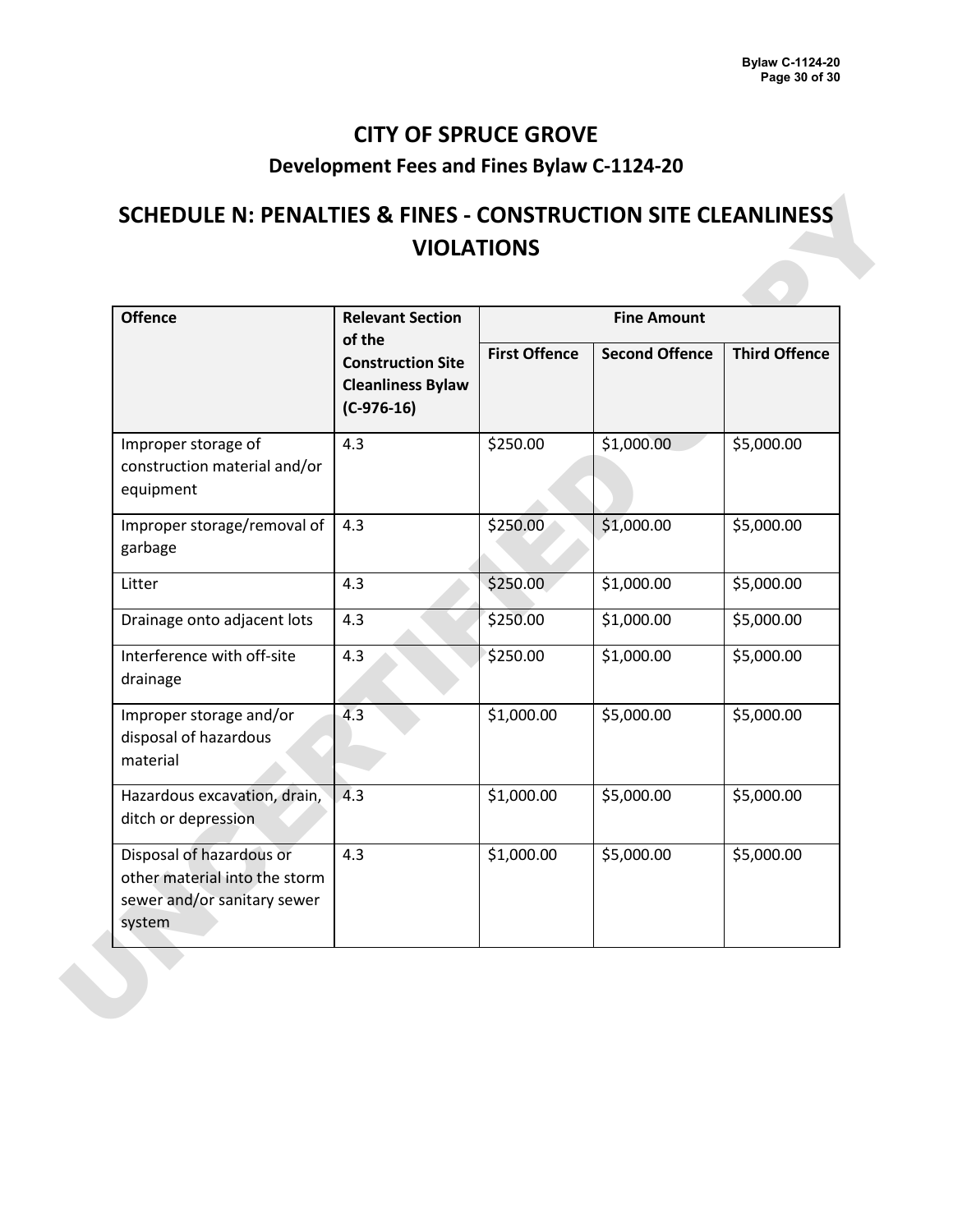# CITY OF SPRUCE GROVE

## Development Fees and Fines Bylaw C-1124-20

## SCHEDULE N: PENALTIES & FINES - CONSTRUCTION SITE CLEANLINESS VIOLATIONS

| Offence | Relevant Section of the Construction Site Cleanliness Bylaw (C-976-16) | Fine Amount | | |
|---|---|---|---|---|
| | | First Offence | Second Offence | Third Offence |
| Improper storage of construction material and/or equipment | 4.3 | $250.00 | $1,000.00 | $5,000.00 |
| Improper storage/removal of garbage | 4.3 | $250.00 | $1,000.00 | $5,000.00 |
| Litter | 4.3 | $250.00 | $1,000.00 | $5,000.00 |
| Drainage onto adjacent lots | 4.3 | $250.00 | $1,000.00 | $5,000.00 |
| Interference with off-site drainage | 4.3 | $250.00 | $1,000.00 | $5,000.00 |
| Improper storage and/or disposal of hazardous material | 4.3 | $1,000.00 | $5,000.00 | $5,000.00 |
| Hazardous excavation, drain, ditch or depression | 4.3 | $1,000.00 | $5,000.00 | $5,000.00 |
| Disposal of hazardous or other material into the storm sewer and/or sanitary sewer system | 4.3 | $1,000.00 | $5,000.00 | $5,000.00 |